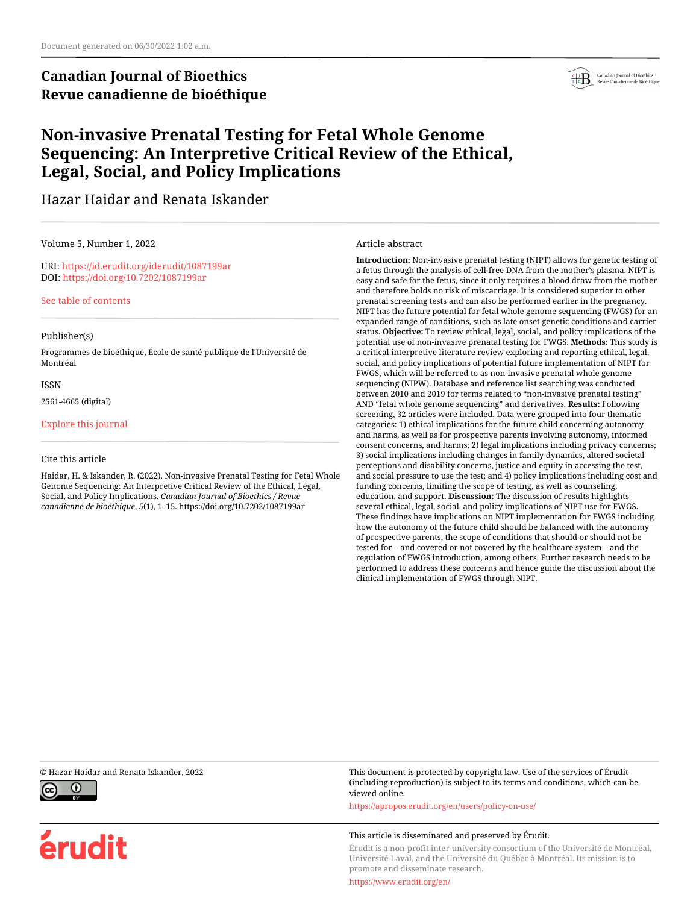Document generated on 06/30/2022 1:02 a.m.

**Canadian Journal of Bioethics**
**Revue canadienne de bioéthique**

# Non-invasive Prenatal Testing for Fetal Whole Genome Sequencing: An Interpretive Critical Review of the Ethical, Legal, Social, and Policy Implications

Hazar Haidar and Renata Iskander

Volume 5, Number 1, 2022

URI: https://id.erudit.org/iderudit/1087199ar
DOI: https://doi.org/10.7202/1087199ar

See table of contents

Publisher(s)

Programmes de bioéthique, École de santé publique de l'Université de Montréal

ISSN

2561-4665 (digital)

Explore this journal

Cite this article

Haidar, H. & Iskander, R. (2022). Non-invasive Prenatal Testing for Fetal Whole Genome Sequencing: An Interpretive Critical Review of the Ethical, Legal, Social, and Policy Implications. *Canadian Journal of Bioethics / Revue canadienne de bioéthique*, *5*(1), 1–15. https://doi.org/10.7202/1087199ar

Article abstract

**Introduction:** Non-invasive prenatal testing (NIPT) allows for genetic testing of a fetus through the analysis of cell-free DNA from the mother's plasma. NIPT is easy and safe for the fetus, since it only requires a blood draw from the mother and therefore holds no risk of miscarriage. It is considered superior to other prenatal screening tests and can also be performed earlier in the pregnancy. NIPT has the future potential for fetal whole genome sequencing (FWGS) for an expanded range of conditions, such as late onset genetic conditions and carrier status. **Objective:** To review ethical, legal, social, and policy implications of the potential use of non-invasive prenatal testing for FWGS. **Methods:** This study is a critical interpretive literature review exploring and reporting ethical, legal, social, and policy implications of potential future implementation of NIPT for FWGS, which will be referred to as non-invasive prenatal whole genome sequencing (NIPW). Database and reference list searching was conducted between 2010 and 2019 for terms related to "non-invasive prenatal testing" AND "fetal whole genome sequencing" and derivatives. **Results:** Following screening, 32 articles were included. Data were grouped into four thematic categories: 1) ethical implications for the future child concerning autonomy and harms, as well as for prospective parents involving autonomy, informed consent concerns, and harms; 2) legal implications including privacy concerns; 3) social implications including changes in family dynamics, altered societal perceptions and disability concerns, justice and equity in accessing the test, and social pressure to use the test; and 4) policy implications including cost and funding concerns, limiting the scope of testing, as well as counseling, education, and support. **Discussion:** The discussion of results highlights several ethical, legal, social, and policy implications of NIPT use for FWGS. These findings have implications on NIPT implementation for FWGS including how the autonomy of the future child should be balanced with the autonomy of prospective parents, the scope of conditions that should or should not be tested for – and covered or not covered by the healthcare system – and the regulation of FWGS introduction, among others. Further research needs to be performed to address these concerns and hence guide the discussion about the clinical implementation of FWGS through NIPT.

© Hazar Haidar and Renata Iskander, 2022

This document is protected by copyright law. Use of the services of Érudit (including reproduction) is subject to its terms and conditions, which can be viewed online.

https://apropos.erudit.org/en/users/policy-on-use/

This article is disseminated and preserved by Érudit.

Érudit is a non-profit inter-university consortium of the Université de Montréal, Université Laval, and the Université du Québec à Montréal. Its mission is to promote and disseminate research.

https://www.erudit.org/en/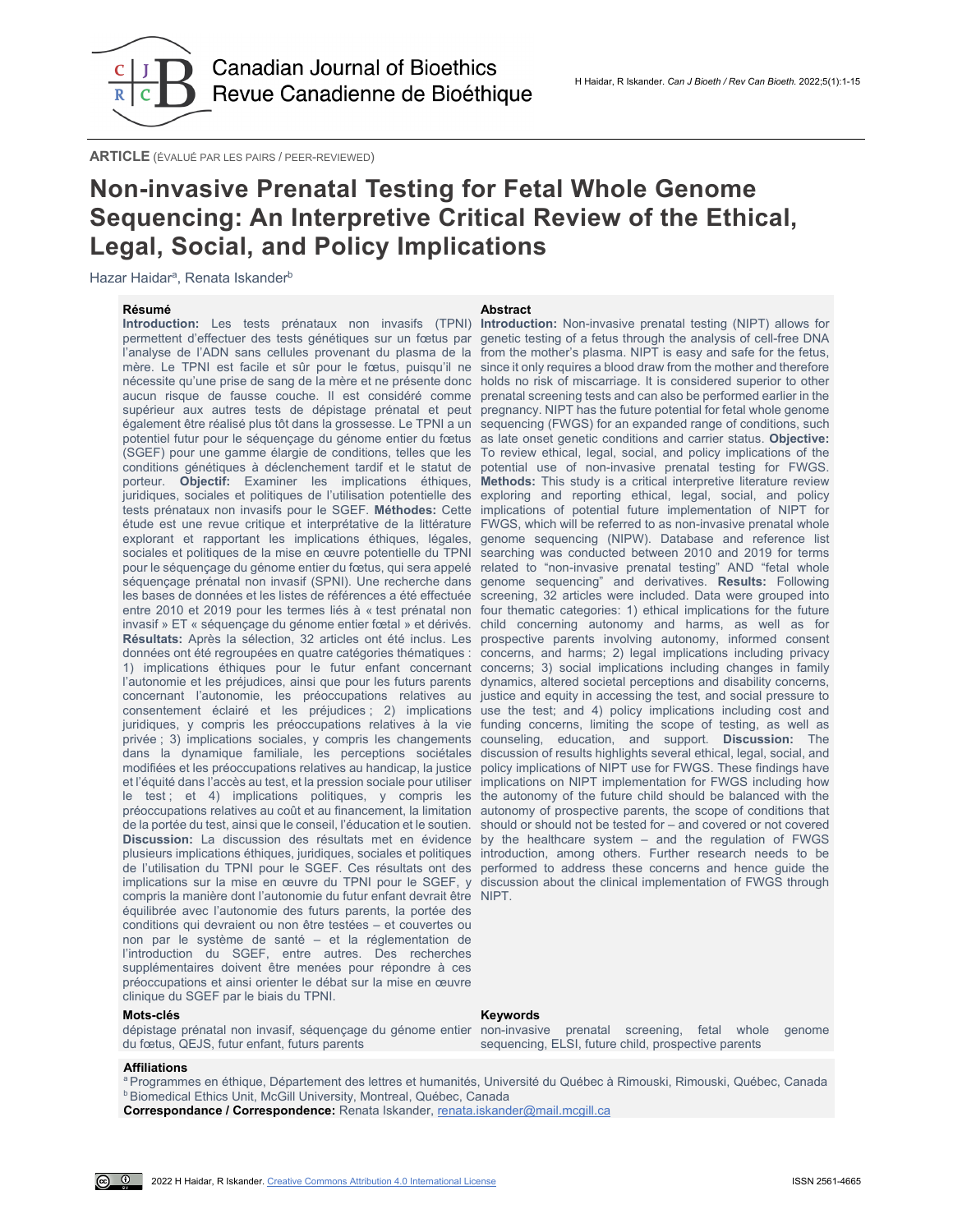ARTICLE (ÉVALUÉ PAR LES PAIRS / PEER-REVIEWED)

# Non-invasive Prenatal Testing for Fetal Whole Genome Sequencing: An Interpretive Critical Review of the Ethical, Legal, Social, and Policy Implications

Hazar Haidar[a], Renata Iskander[b]

## Résumé

**Introduction:** Les tests prénataux non invasifs (TPNI) permettent d'effectuer des tests génétiques sur un fœtus par l'analyse de l'ADN sans cellules provenant du plasma de la mère. Le TPNI est facile et sûr pour le fœtus, puisqu'il ne nécessite qu'une prise de sang de la mère et ne présente donc aucun risque de fausse couche. Il est considéré comme supérieur aux autres tests de dépistage prénatal et peut également être réalisé plus tôt dans la grossesse. Le TPNI a un potentiel futur pour le séquençage du génome entier du fœtus (SGEF) pour une gamme élargie de conditions, telles que les conditions génétiques à déclenchement tardif et le statut de porteur. **Objectif:** Examiner les implications éthiques, juridiques, sociales et politiques de l'utilisation potentielle des tests prénataux non invasifs pour le SGEF. **Méthodes:** Cette étude est une revue critique et interprétative de la littérature explorant et rapportant les implications éthiques, légales, sociales et politiques de la mise en œuvre potentielle du TPNI pour le séquençage du génome entier du fœtus, qui sera appelé séquençage prénatal non invasif (SPNI). Une recherche dans les bases de données et les listes de références a été effectuée entre 2010 et 2019 pour les termes liés à « test prénatal non invasif » ET « séquençage du génome entier fœtal » et dérivés. **Résultats:** Après la sélection, 32 articles ont été inclus. Les données ont été regroupées en quatre catégories thématiques : 1) implications éthiques pour le futur enfant concernant l'autonomie et les préjudices, ainsi que pour les futurs parents concernant l'autonomie, les préoccupations relatives au consentement éclairé et les préjudices ; 2) implications juridiques, y compris les préoccupations relatives à la vie privée ; 3) implications sociales, y compris les changements dans la dynamique familiale, les perceptions sociétales modifiées et les préoccupations relatives au handicap, la justice et l'équité dans l'accès au test, et la pression sociale pour utiliser le test ; et 4) implications politiques, y compris les préoccupations relatives au coût et au financement, la limitation de la portée du test, ainsi que le conseil, l'éducation et le soutien. **Discussion:** La discussion des résultats met en évidence plusieurs implications éthiques, juridiques, sociales et politiques de l'utilisation du TPNI pour le SGEF. Ces résultats ont des implications sur la mise en œuvre du TPNI pour le SGEF, y compris la manière dont l'autonomie du futur enfant devrait être équilibrée avec l'autonomie des futurs parents, la portée des conditions qui devraient ou non être testées – et couvertes ou non par le système de santé – et la réglementation de l'introduction du SGEF, entre autres. Des recherches supplémentaires doivent être menées pour répondre à ces préoccupations et ainsi orienter le débat sur la mise en œuvre clinique du SGEF par le biais du TPNI.

## Abstract

**Introduction:** Non-invasive prenatal testing (NIPT) allows for genetic testing of a fetus through the analysis of cell-free DNA from the mother's plasma. NIPT is easy and safe for the fetus, since it only requires a blood draw from the mother and therefore holds no risk of miscarriage. It is considered superior to other prenatal screening tests and can also be performed earlier in the pregnancy. NIPT has the future potential for fetal whole genome sequencing (FWGS) for an expanded range of conditions, such as late onset genetic conditions and carrier status. **Objective:** To review ethical, legal, social, and policy implications of the potential use of non-invasive prenatal testing for FWGS. **Methods:** This study is a critical interpretive literature review exploring and reporting ethical, legal, social, and policy implications of potential future implementation of NIPT for FWGS, which will be referred to as non-invasive prenatal whole genome sequencing (NIPW). Database and reference list searching was conducted between 2010 and 2019 for terms related to "non-invasive prenatal testing" AND "fetal whole genome sequencing" and derivatives. **Results:** Following screening, 32 articles were included. Data were grouped into four thematic categories: 1) ethical implications for the future child concerning autonomy and harms, as well as for prospective parents involving autonomy, informed consent concerns, and harms; 2) legal implications including privacy concerns; 3) social implications including changes in family dynamics, altered societal perceptions and disability concerns, justice and equity in accessing the test, and social pressure to use the test; and 4) policy implications including cost and funding concerns, limiting the scope of testing, as well as counseling, education, and support. **Discussion:** The discussion of results highlights several ethical, legal, social, and policy implications of NIPT use for FWGS. These findings have implications on NIPT implementation for FWGS including how the autonomy of the future child should be balanced with the autonomy of prospective parents, the scope of conditions that should or should not be tested for – and covered or not covered by the healthcare system – and the regulation of FWGS introduction, among others. Further research needs to be performed to address these concerns and hence guide the discussion about the clinical implementation of FWGS through NIPT.

**Mots-clés**

dépistage prénatal non invasif, séquençage du génome entier du fœtus, QEJS, futur enfant, futurs parents

**Keywords**

non-invasive prenatal screening, fetal whole genome sequencing, ELSI, future child, prospective parents

**Affiliations**

[a] Programmes en éthique, Département des lettres et humanités, Université du Québec à Rimouski, Rimouski, Québec, Canada
[b] Biomedical Ethics Unit, McGill University, Montreal, Québec, Canada

**Correspondance / Correspondence:** Renata Iskander, renata.iskander@mail.mcgill.ca

2022 H Haidar, R Iskander. Creative Commons Attribution 4.0 International License

ISSN 2561-4665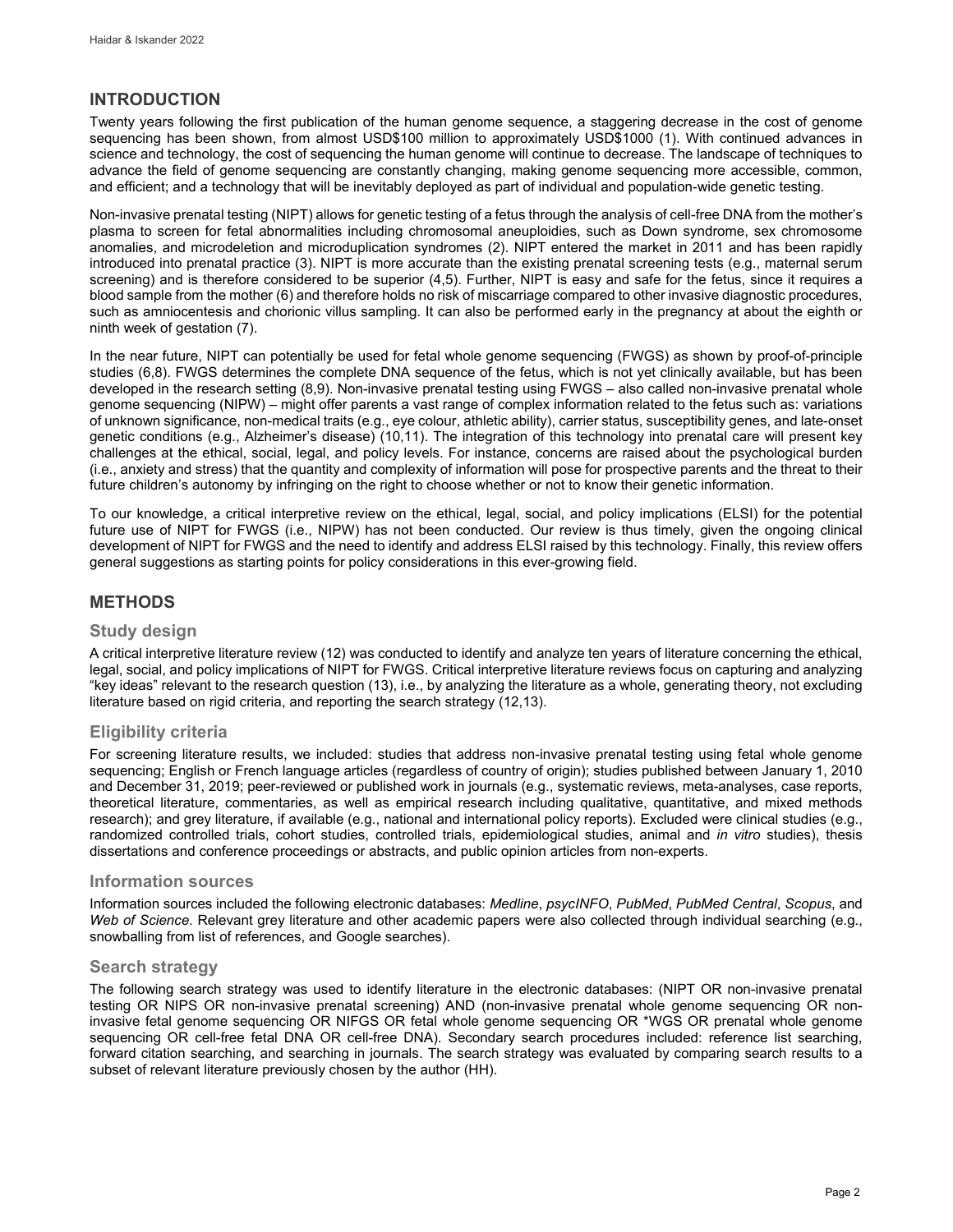## INTRODUCTION

Twenty years following the first publication of the human genome sequence, a staggering decrease in the cost of genome sequencing has been shown, from almost USD$100 million to approximately USD$1000 (1). With continued advances in science and technology, the cost of sequencing the human genome will continue to decrease. The landscape of techniques to advance the field of genome sequencing are constantly changing, making genome sequencing more accessible, common, and efficient; and a technology that will be inevitably deployed as part of individual and population-wide genetic testing.

Non-invasive prenatal testing (NIPT) allows for genetic testing of a fetus through the analysis of cell-free DNA from the mother's plasma to screen for fetal abnormalities including chromosomal aneuploidies, such as Down syndrome, sex chromosome anomalies, and microdeletion and microduplication syndromes (2). NIPT entered the market in 2011 and has been rapidly introduced into prenatal practice (3). NIPT is more accurate than the existing prenatal screening tests (e.g., maternal serum screening) and is therefore considered to be superior (4,5). Further, NIPT is easy and safe for the fetus, since it requires a blood sample from the mother (6) and therefore holds no risk of miscarriage compared to other invasive diagnostic procedures, such as amniocentesis and chorionic villus sampling. It can also be performed early in the pregnancy at about the eighth or ninth week of gestation (7).

In the near future, NIPT can potentially be used for fetal whole genome sequencing (FWGS) as shown by proof-of-principle studies (6,8). FWGS determines the complete DNA sequence of the fetus, which is not yet clinically available, but has been developed in the research setting (8,9). Non-invasive prenatal testing using FWGS – also called non-invasive prenatal whole genome sequencing (NIPW) – might offer parents a vast range of complex information related to the fetus such as: variations of unknown significance, non-medical traits (e.g., eye colour, athletic ability), carrier status, susceptibility genes, and late-onset genetic conditions (e.g., Alzheimer's disease) (10,11). The integration of this technology into prenatal care will present key challenges at the ethical, social, legal, and policy levels. For instance, concerns are raised about the psychological burden (i.e., anxiety and stress) that the quantity and complexity of information will pose for prospective parents and the threat to their future children's autonomy by infringing on the right to choose whether or not to know their genetic information.

To our knowledge, a critical interpretive review on the ethical, legal, social, and policy implications (ELSI) for the potential future use of NIPT for FWGS (i.e., NIPW) has not been conducted. Our review is thus timely, given the ongoing clinical development of NIPT for FWGS and the need to identify and address ELSI raised by this technology. Finally, this review offers general suggestions as starting points for policy considerations in this ever-growing field.

## METHODS

### Study design

A critical interpretive literature review (12) was conducted to identify and analyze ten years of literature concerning the ethical, legal, social, and policy implications of NIPT for FWGS. Critical interpretive literature reviews focus on capturing and analyzing "key ideas" relevant to the research question (13), i.e., by analyzing the literature as a whole, generating theory, not excluding literature based on rigid criteria, and reporting the search strategy (12,13).

### Eligibility criteria

For screening literature results, we included: studies that address non-invasive prenatal testing using fetal whole genome sequencing; English or French language articles (regardless of country of origin); studies published between January 1, 2010 and December 31, 2019; peer-reviewed or published work in journals (e.g., systematic reviews, meta-analyses, case reports, theoretical literature, commentaries, as well as empirical research including qualitative, quantitative, and mixed methods research); and grey literature, if available (e.g., national and international policy reports). Excluded were clinical studies (e.g., randomized controlled trials, cohort studies, controlled trials, epidemiological studies, animal and *in vitro* studies), thesis dissertations and conference proceedings or abstracts, and public opinion articles from non-experts.

### Information sources

Information sources included the following electronic databases: *Medline*, *psycINFO*, *PubMed*, *PubMed Central*, *Scopus*, and *Web of Science*. Relevant grey literature and other academic papers were also collected through individual searching (e.g., snowballing from list of references, and Google searches).

### Search strategy

The following search strategy was used to identify literature in the electronic databases: (NIPT OR non-invasive prenatal testing OR NIPS OR non-invasive prenatal screening) AND (non-invasive prenatal whole genome sequencing OR non-invasive fetal genome sequencing OR NIFGS OR fetal whole genome sequencing OR *WGS OR prenatal whole genome sequencing OR cell-free fetal DNA OR cell-free DNA). Secondary search procedures included: reference list searching, forward citation searching, and searching in journals. The search strategy was evaluated by comparing search results to a subset of relevant literature previously chosen by the author (HH).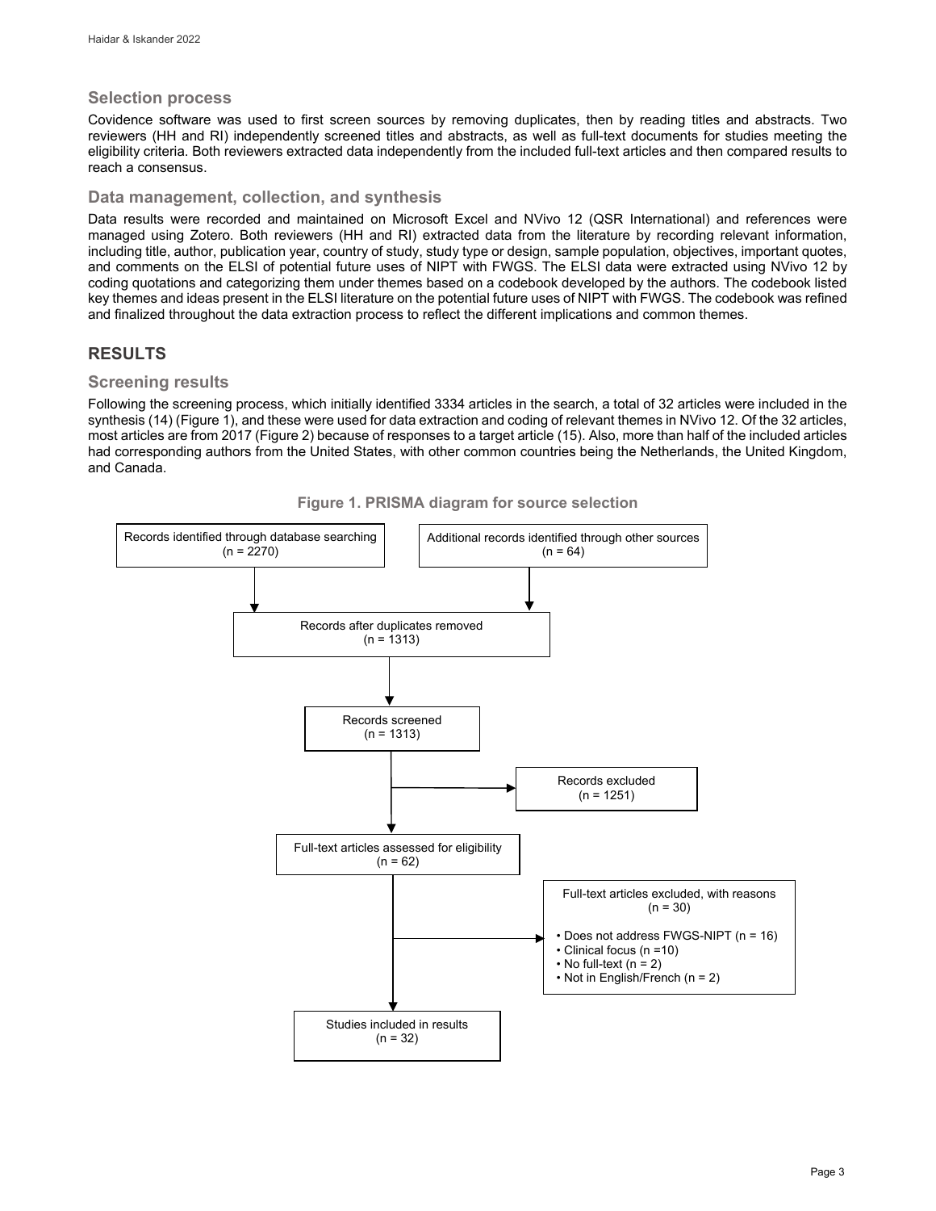### Selection process

Covidence software was used to first screen sources by removing duplicates, then by reading titles and abstracts. Two reviewers (HH and RI) independently screened titles and abstracts, as well as full-text documents for studies meeting the eligibility criteria. Both reviewers extracted data independently from the included full-text articles and then compared results to reach a consensus.

### Data management, collection, and synthesis

Data results were recorded and maintained on Microsoft Excel and NVivo 12 (QSR International) and references were managed using Zotero. Both reviewers (HH and RI) extracted data from the literature by recording relevant information, including title, author, publication year, country of study, study type or design, sample population, objectives, important quotes, and comments on the ELSI of potential future uses of NIPT with FWGS. The ELSI data were extracted using NVivo 12 by coding quotations and categorizing them under themes based on a codebook developed by the authors. The codebook listed key themes and ideas present in the ELSI literature on the potential future uses of NIPT with FWGS. The codebook was refined and finalized throughout the data extraction process to reflect the different implications and common themes.

## RESULTS

### Screening results

Following the screening process, which initially identified 3334 articles in the search, a total of 32 articles were included in the synthesis (14) (Figure 1), and these were used for data extraction and coding of relevant themes in NVivo 12. Of the 32 articles, most articles are from 2017 (Figure 2) because of responses to a target article (15). Also, more than half of the included articles had corresponding authors from the United States, with other common countries being the Netherlands, the United Kingdom, and Canada.

**Figure 1. PRISMA diagram for source selection**

Records identified through database searching (n = 2270)

Additional records identified through other sources (n = 64)

Records after duplicates removed (n = 1313)

Records screened (n = 1313)

Records excluded (n = 1251)

Full-text articles assessed for eligibility (n = 62)

Full-text articles excluded, with reasons (n = 30)

- Does not address FWGS-NIPT (n = 16)
- Clinical focus (n =10)
- No full-text (n = 2)
- Not in English/French (n = 2)

Studies included in results (n = 32)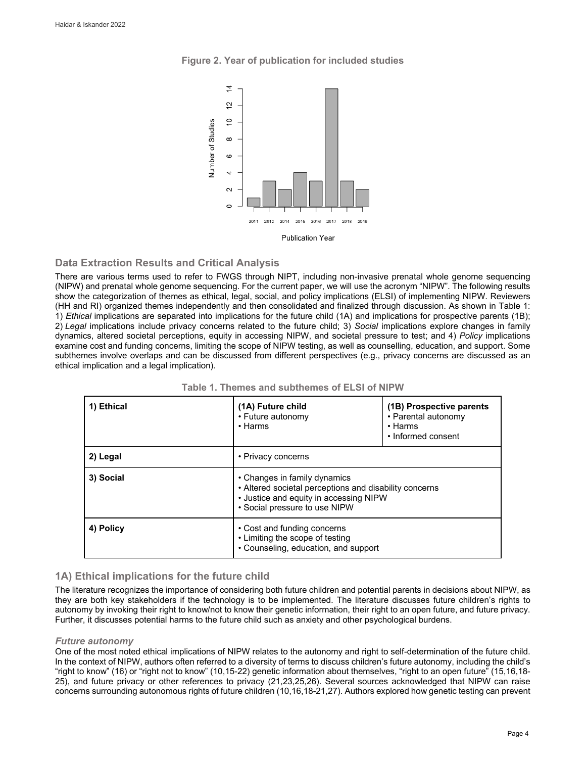**Figure 2. Year of publication for included studies**

## Data Extraction Results and Critical Analysis

There are various terms used to refer to FWGS through NIPT, including non-invasive prenatal whole genome sequencing (NIPW) and prenatal whole genome sequencing. For the current paper, we will use the acronym "NIPW". The following results show the categorization of themes as ethical, legal, social, and policy implications (ELSI) of implementing NIPW. Reviewers (HH and RI) organized themes independently and then consolidated and finalized through discussion. As shown in Table 1: 1) *Ethical* implications are separated into implications for the future child (1A) and implications for prospective parents (1B); 2) *Legal* implications include privacy concerns related to the future child; 3) *Social* implications explore changes in family dynamics, altered societal perceptions, equity in accessing NIPW, and societal pressure to test; and 4) *Policy* implications examine cost and funding concerns, limiting the scope of NIPW testing, as well as counselling, education, and support. Some subthemes involve overlaps and can be discussed from different perspectives (e.g., privacy concerns are discussed as an ethical implication and a legal implication).

**Table 1. Themes and subthemes of ELSI of NIPW**

| | | |
|---|---|---|
| **1) Ethical** | **(1A) Future child**<br>• Future autonomy<br>• Harms | **(1B) Prospective parents**<br>• Parental autonomy<br>• Harms<br>• Informed consent |
| **2) Legal** | • Privacy concerns | |
| **3) Social** | • Changes in family dynamics<br>• Altered societal perceptions and disability concerns<br>• Justice and equity in accessing NIPW<br>• Social pressure to use NIPW | |
| **4) Policy** | • Cost and funding concerns<br>• Limiting the scope of testing<br>• Counseling, education, and support | |

## 1A) Ethical implications for the future child

The literature recognizes the importance of considering both future children and potential parents in decisions about NIPW, as they are both key stakeholders if the technology is to be implemented. The literature discusses future children's rights to autonomy by invoking their right to know/not to know their genetic information, their right to an open future, and future privacy. Further, it discusses potential harms to the future child such as anxiety and other psychological burdens.

### *Future autonomy*

One of the most noted ethical implications of NIPW relates to the autonomy and right to self-determination of the future child. In the context of NIPW, authors often referred to a diversity of terms to discuss children's future autonomy, including the child's "right to know" (16) or "right not to know" (10,15-22) genetic information about themselves, "right to an open future" (15,16,18-25), and future privacy or other references to privacy (21,23,25,26). Several sources acknowledged that NIPW can raise concerns surrounding autonomous rights of future children (10,16,18-21,27). Authors explored how genetic testing can prevent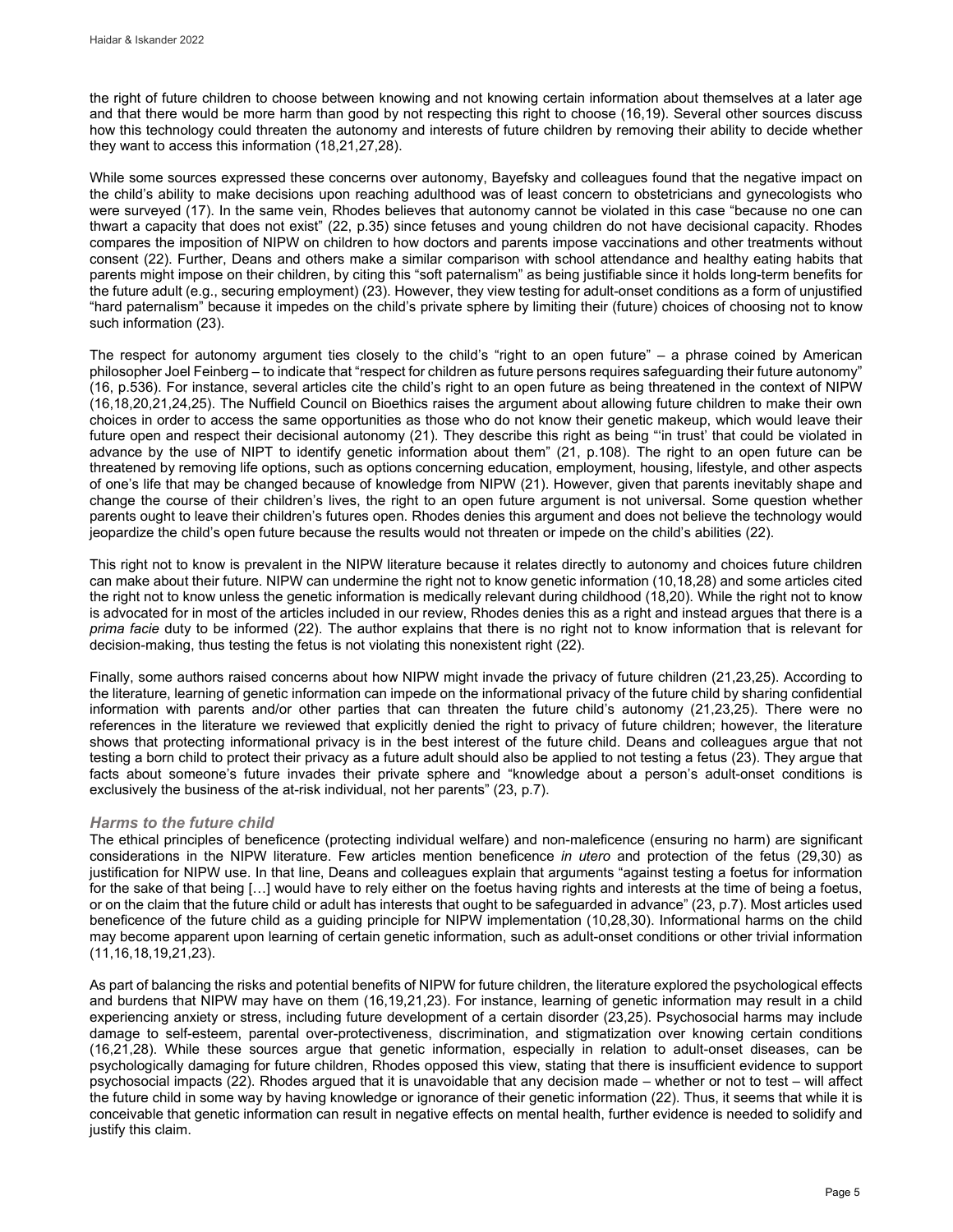the right of future children to choose between knowing and not knowing certain information about themselves at a later age and that there would be more harm than good by not respecting this right to choose (16,19). Several other sources discuss how this technology could threaten the autonomy and interests of future children by removing their ability to decide whether they want to access this information (18,21,27,28).

While some sources expressed these concerns over autonomy, Bayefsky and colleagues found that the negative impact on the child's ability to make decisions upon reaching adulthood was of least concern to obstetricians and gynecologists who were surveyed (17). In the same vein, Rhodes believes that autonomy cannot be violated in this case "because no one can thwart a capacity that does not exist" (22, p.35) since fetuses and young children do not have decisional capacity. Rhodes compares the imposition of NIPW on children to how doctors and parents impose vaccinations and other treatments without consent (22). Further, Deans and others make a similar comparison with school attendance and healthy eating habits that parents might impose on their children, by citing this "soft paternalism" as being justifiable since it holds long-term benefits for the future adult (e.g., securing employment) (23). However, they view testing for adult-onset conditions as a form of unjustified "hard paternalism" because it impedes on the child's private sphere by limiting their (future) choices of choosing not to know such information (23).

The respect for autonomy argument ties closely to the child's "right to an open future" – a phrase coined by American philosopher Joel Feinberg – to indicate that "respect for children as future persons requires safeguarding their future autonomy" (16, p.536). For instance, several articles cite the child's right to an open future as being threatened in the context of NIPW (16,18,20,21,24,25). The Nuffield Council on Bioethics raises the argument about allowing future children to make their own choices in order to access the same opportunities as those who do not know their genetic makeup, which would leave their future open and respect their decisional autonomy (21). They describe this right as being "'in trust' that could be violated in advance by the use of NIPT to identify genetic information about them" (21, p.108). The right to an open future can be threatened by removing life options, such as options concerning education, employment, housing, lifestyle, and other aspects of one's life that may be changed because of knowledge from NIPW (21). However, given that parents inevitably shape and change the course of their children's lives, the right to an open future argument is not universal. Some question whether parents ought to leave their children's futures open. Rhodes denies this argument and does not believe the technology would jeopardize the child's open future because the results would not threaten or impede on the child's abilities (22).

This right not to know is prevalent in the NIPW literature because it relates directly to autonomy and choices future children can make about their future. NIPW can undermine the right not to know genetic information (10,18,28) and some articles cited the right not to know unless the genetic information is medically relevant during childhood (18,20). While the right not to know is advocated for in most of the articles included in our review, Rhodes denies this as a right and instead argues that there is a *prima facie* duty to be informed (22). The author explains that there is no right not to know information that is relevant for decision-making, thus testing the fetus is not violating this nonexistent right (22).

Finally, some authors raised concerns about how NIPW might invade the privacy of future children (21,23,25). According to the literature, learning of genetic information can impede on the informational privacy of the future child by sharing confidential information with parents and/or other parties that can threaten the future child's autonomy (21,23,25). There were no references in the literature we reviewed that explicitly denied the right to privacy of future children; however, the literature shows that protecting informational privacy is in the best interest of the future child. Deans and colleagues argue that not testing a born child to protect their privacy as a future adult should also be applied to not testing a fetus (23). They argue that facts about someone's future invades their private sphere and "knowledge about a person's adult-onset conditions is exclusively the business of the at-risk individual, not her parents" (23, p.7).

### *Harms to the future child*

The ethical principles of beneficence (protecting individual welfare) and non-maleficence (ensuring no harm) are significant considerations in the NIPW literature. Few articles mention beneficence *in utero* and protection of the fetus (29,30) as justification for NIPW use. In that line, Deans and colleagues explain that arguments "against testing a foetus for information for the sake of that being […] would have to rely either on the foetus having rights and interests at the time of being a foetus, or on the claim that the future child or adult has interests that ought to be safeguarded in advance" (23, p.7). Most articles used beneficence of the future child as a guiding principle for NIPW implementation (10,28,30). Informational harms on the child may become apparent upon learning of certain genetic information, such as adult-onset conditions or other trivial information (11,16,18,19,21,23).

As part of balancing the risks and potential benefits of NIPW for future children, the literature explored the psychological effects and burdens that NIPW may have on them (16,19,21,23). For instance, learning of genetic information may result in a child experiencing anxiety or stress, including future development of a certain disorder (23,25). Psychosocial harms may include damage to self-esteem, parental over-protectiveness, discrimination, and stigmatization over knowing certain conditions (16,21,28). While these sources argue that genetic information, especially in relation to adult-onset diseases, can be psychologically damaging for future children, Rhodes opposed this view, stating that there is insufficient evidence to support psychosocial impacts (22). Rhodes argued that it is unavoidable that any decision made – whether or not to test – will affect the future child in some way by having knowledge or ignorance of their genetic information (22). Thus, it seems that while it is conceivable that genetic information can result in negative effects on mental health, further evidence is needed to solidify and justify this claim.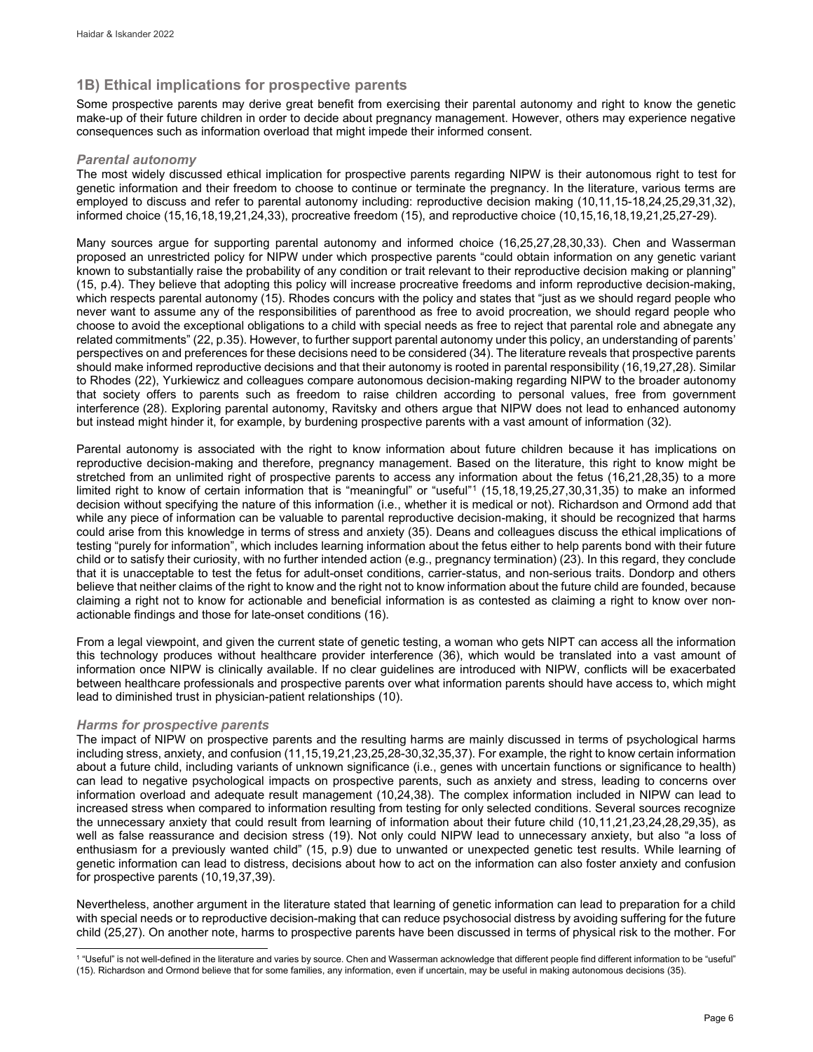## 1B) Ethical implications for prospective parents

Some prospective parents may derive great benefit from exercising their parental autonomy and right to know the genetic make-up of their future children in order to decide about pregnancy management. However, others may experience negative consequences such as information overload that might impede their informed consent.

### *Parental autonomy*

The most widely discussed ethical implication for prospective parents regarding NIPW is their autonomous right to test for genetic information and their freedom to choose to continue or terminate the pregnancy. In the literature, various terms are employed to discuss and refer to parental autonomy including: reproductive decision making (10,11,15-18,24,25,29,31,32), informed choice (15,16,18,19,21,24,33), procreative freedom (15), and reproductive choice (10,15,16,18,19,21,25,27-29).

Many sources argue for supporting parental autonomy and informed choice (16,25,27,28,30,33). Chen and Wasserman proposed an unrestricted policy for NIPW under which prospective parents "could obtain information on any genetic variant known to substantially raise the probability of any condition or trait relevant to their reproductive decision making or planning" (15, p.4). They believe that adopting this policy will increase procreative freedoms and inform reproductive decision-making, which respects parental autonomy (15). Rhodes concurs with the policy and states that "just as we should regard people who never want to assume any of the responsibilities of parenthood as free to avoid procreation, we should regard people who choose to avoid the exceptional obligations to a child with special needs as free to reject that parental role and abnegate any related commitments" (22, p.35). However, to further support parental autonomy under this policy, an understanding of parents' perspectives on and preferences for these decisions need to be considered (34). The literature reveals that prospective parents should make informed reproductive decisions and that their autonomy is rooted in parental responsibility (16,19,27,28). Similar to Rhodes (22), Yurkiewicz and colleagues compare autonomous decision-making regarding NIPW to the broader autonomy that society offers to parents such as freedom to raise children according to personal values, free from government interference (28). Exploring parental autonomy, Ravitsky and others argue that NIPW does not lead to enhanced autonomy but instead might hinder it, for example, by burdening prospective parents with a vast amount of information (32).

Parental autonomy is associated with the right to know information about future children because it has implications on reproductive decision-making and therefore, pregnancy management. Based on the literature, this right to know might be stretched from an unlimited right of prospective parents to access any information about the fetus (16,21,28,35) to a more limited right to know of certain information that is "meaningful" or "useful"[1] (15,18,19,25,27,30,31,35) to make an informed decision without specifying the nature of this information (i.e., whether it is medical or not). Richardson and Ormond add that while any piece of information can be valuable to parental reproductive decision-making, it should be recognized that harms could arise from this knowledge in terms of stress and anxiety (35). Deans and colleagues discuss the ethical implications of testing "purely for information", which includes learning information about the fetus either to help parents bond with their future child or to satisfy their curiosity, with no further intended action (e.g., pregnancy termination) (23). In this regard, they conclude that it is unacceptable to test the fetus for adult-onset conditions, carrier-status, and non-serious traits. Dondorp and others believe that neither claims of the right to know and the right not to know information about the future child are founded, because claiming a right not to know for actionable and beneficial information is as contested as claiming a right to know over non-actionable findings and those for late-onset conditions (16).

From a legal viewpoint, and given the current state of genetic testing, a woman who gets NIPT can access all the information this technology produces without healthcare provider interference (36), which would be translated into a vast amount of information once NIPW is clinically available. If no clear guidelines are introduced with NIPW, conflicts will be exacerbated between healthcare professionals and prospective parents over what information parents should have access to, which might lead to diminished trust in physician-patient relationships (10).

### *Harms for prospective parents*

The impact of NIPW on prospective parents and the resulting harms are mainly discussed in terms of psychological harms including stress, anxiety, and confusion (11,15,19,21,23,25,28-30,32,35,37). For example, the right to know certain information about a future child, including variants of unknown significance (i.e., genes with uncertain functions or significance to health) can lead to negative psychological impacts on prospective parents, such as anxiety and stress, leading to concerns over information overload and adequate result management (10,24,38). The complex information included in NIPW can lead to increased stress when compared to information resulting from testing for only selected conditions. Several sources recognize the unnecessary anxiety that could result from learning of information about their future child (10,11,21,23,24,28,29,35), as well as false reassurance and decision stress (19). Not only could NIPW lead to unnecessary anxiety, but also "a loss of enthusiasm for a previously wanted child" (15, p.9) due to unwanted or unexpected genetic test results. While learning of genetic information can lead to distress, decisions about how to act on the information can also foster anxiety and confusion for prospective parents (10,19,37,39).

Nevertheless, another argument in the literature stated that learning of genetic information can lead to preparation for a child with special needs or to reproductive decision-making that can reduce psychosocial distress by avoiding suffering for the future child (25,27). On another note, harms to prospective parents have been discussed in terms of physical risk to the mother. For

[1] "Useful" is not well-defined in the literature and varies by source. Chen and Wasserman acknowledge that different people find different information to be "useful" (15). Richardson and Ormond believe that for some families, any information, even if uncertain, may be useful in making autonomous decisions (35).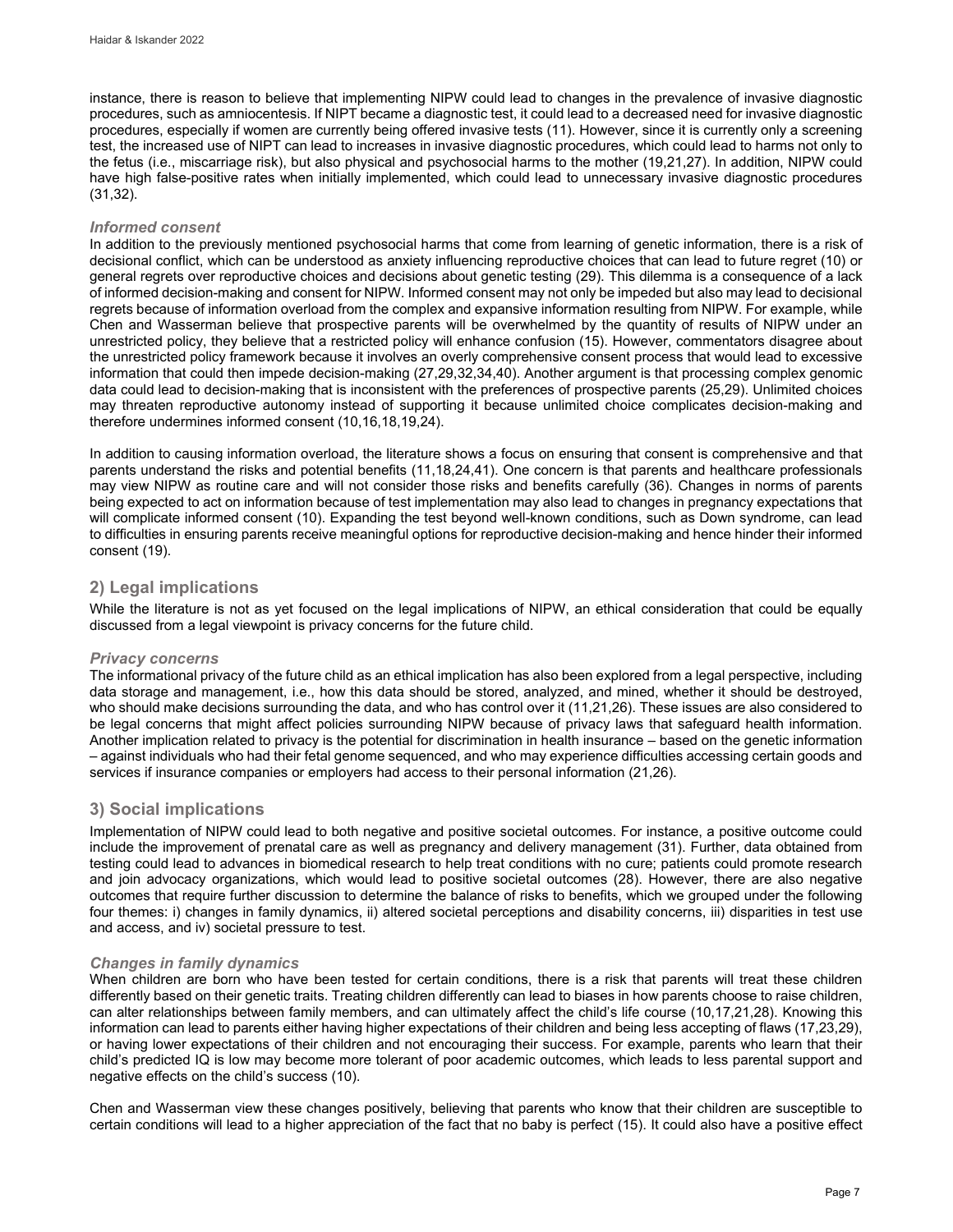instance, there is reason to believe that implementing NIPW could lead to changes in the prevalence of invasive diagnostic procedures, such as amniocentesis. If NIPT became a diagnostic test, it could lead to a decreased need for invasive diagnostic procedures, especially if women are currently being offered invasive tests (11). However, since it is currently only a screening test, the increased use of NIPT can lead to increases in invasive diagnostic procedures, which could lead to harms not only to the fetus (i.e., miscarriage risk), but also physical and psychosocial harms to the mother (19,21,27). In addition, NIPW could have high false-positive rates when initially implemented, which could lead to unnecessary invasive diagnostic procedures (31,32).

### *Informed consent*

In addition to the previously mentioned psychosocial harms that come from learning of genetic information, there is a risk of decisional conflict, which can be understood as anxiety influencing reproductive choices that can lead to future regret (10) or general regrets over reproductive choices and decisions about genetic testing (29). This dilemma is a consequence of a lack of informed decision-making and consent for NIPW. Informed consent may not only be impeded but also may lead to decisional regrets because of information overload from the complex and expansive information resulting from NIPW. For example, while Chen and Wasserman believe that prospective parents will be overwhelmed by the quantity of results of NIPW under an unrestricted policy, they believe that a restricted policy will enhance confusion (15). However, commentators disagree about the unrestricted policy framework because it involves an overly comprehensive consent process that would lead to excessive information that could then impede decision-making (27,29,32,34,40). Another argument is that processing complex genomic data could lead to decision-making that is inconsistent with the preferences of prospective parents (25,29). Unlimited choices may threaten reproductive autonomy instead of supporting it because unlimited choice complicates decision-making and therefore undermines informed consent (10,16,18,19,24).

In addition to causing information overload, the literature shows a focus on ensuring that consent is comprehensive and that parents understand the risks and potential benefits (11,18,24,41). One concern is that parents and healthcare professionals may view NIPW as routine care and will not consider those risks and benefits carefully (36). Changes in norms of parents being expected to act on information because of test implementation may also lead to changes in pregnancy expectations that will complicate informed consent (10). Expanding the test beyond well-known conditions, such as Down syndrome, can lead to difficulties in ensuring parents receive meaningful options for reproductive decision-making and hence hinder their informed consent (19).

## 2) Legal implications

While the literature is not as yet focused on the legal implications of NIPW, an ethical consideration that could be equally discussed from a legal viewpoint is privacy concerns for the future child.

### *Privacy concerns*

The informational privacy of the future child as an ethical implication has also been explored from a legal perspective, including data storage and management, i.e., how this data should be stored, analyzed, and mined, whether it should be destroyed, who should make decisions surrounding the data, and who has control over it (11,21,26). These issues are also considered to be legal concerns that might affect policies surrounding NIPW because of privacy laws that safeguard health information. Another implication related to privacy is the potential for discrimination in health insurance – based on the genetic information – against individuals who had their fetal genome sequenced, and who may experience difficulties accessing certain goods and services if insurance companies or employers had access to their personal information (21,26).

## 3) Social implications

Implementation of NIPW could lead to both negative and positive societal outcomes. For instance, a positive outcome could include the improvement of prenatal care as well as pregnancy and delivery management (31). Further, data obtained from testing could lead to advances in biomedical research to help treat conditions with no cure; patients could promote research and join advocacy organizations, which would lead to positive societal outcomes (28). However, there are also negative outcomes that require further discussion to determine the balance of risks to benefits, which we grouped under the following four themes: i) changes in family dynamics, ii) altered societal perceptions and disability concerns, iii) disparities in test use and access, and iv) societal pressure to test.

### *Changes in family dynamics*

When children are born who have been tested for certain conditions, there is a risk that parents will treat these children differently based on their genetic traits. Treating children differently can lead to biases in how parents choose to raise children, can alter relationships between family members, and can ultimately affect the child's life course (10,17,21,28). Knowing this information can lead to parents either having higher expectations of their children and being less accepting of flaws (17,23,29), or having lower expectations of their children and not encouraging their success. For example, parents who learn that their child's predicted IQ is low may become more tolerant of poor academic outcomes, which leads to less parental support and negative effects on the child's success (10).

Chen and Wasserman view these changes positively, believing that parents who know that their children are susceptible to certain conditions will lead to a higher appreciation of the fact that no baby is perfect (15). It could also have a positive effect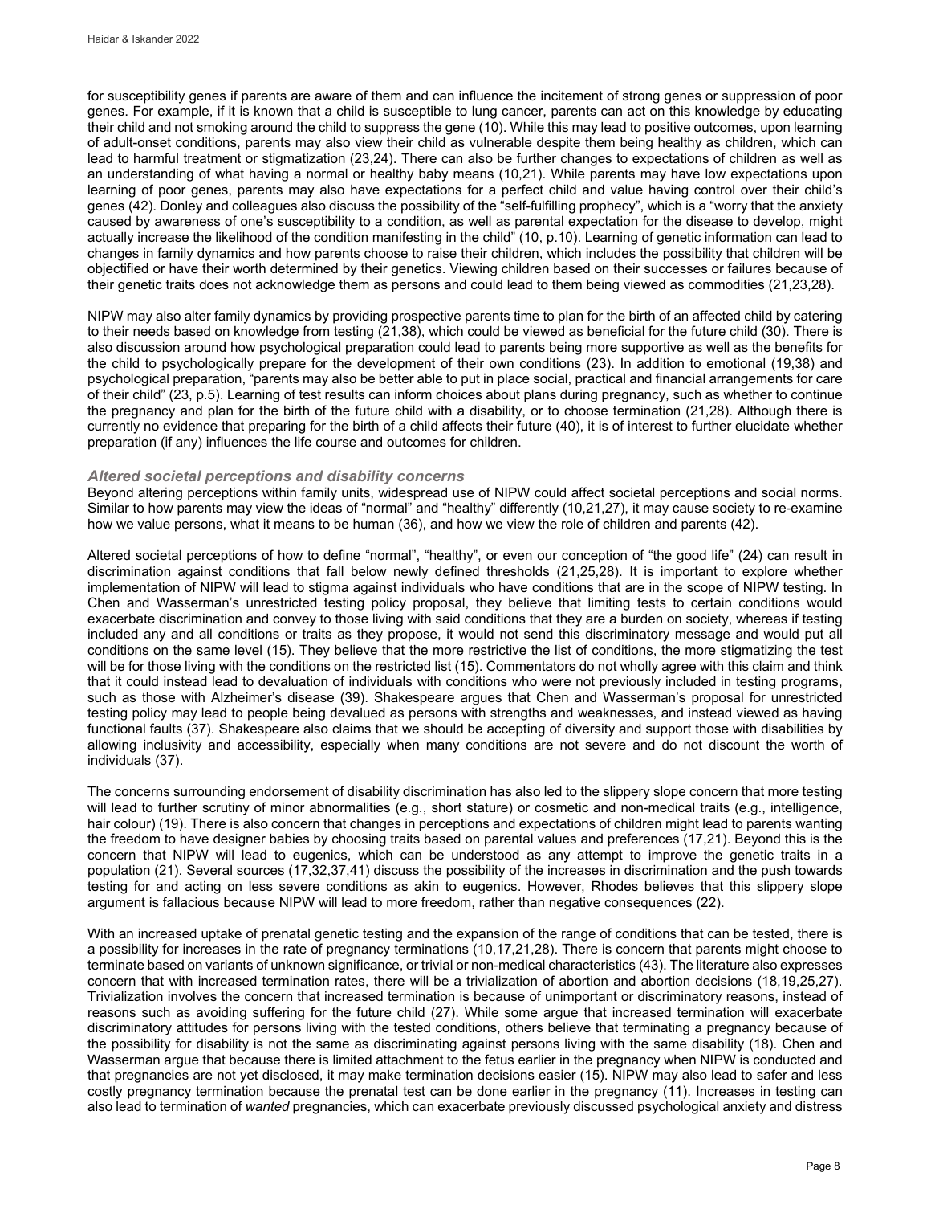for susceptibility genes if parents are aware of them and can influence the incitement of strong genes or suppression of poor genes. For example, if it is known that a child is susceptible to lung cancer, parents can act on this knowledge by educating their child and not smoking around the child to suppress the gene (10). While this may lead to positive outcomes, upon learning of adult-onset conditions, parents may also view their child as vulnerable despite them being healthy as children, which can lead to harmful treatment or stigmatization (23,24). There can also be further changes to expectations of children as well as an understanding of what having a normal or healthy baby means (10,21). While parents may have low expectations upon learning of poor genes, parents may also have expectations for a perfect child and value having control over their child's genes (42). Donley and colleagues also discuss the possibility of the "self-fulfilling prophecy", which is a "worry that the anxiety caused by awareness of one's susceptibility to a condition, as well as parental expectation for the disease to develop, might actually increase the likelihood of the condition manifesting in the child" (10, p.10). Learning of genetic information can lead to changes in family dynamics and how parents choose to raise their children, which includes the possibility that children will be objectified or have their worth determined by their genetics. Viewing children based on their successes or failures because of their genetic traits does not acknowledge them as persons and could lead to them being viewed as commodities (21,23,28).

NIPW may also alter family dynamics by providing prospective parents time to plan for the birth of an affected child by catering to their needs based on knowledge from testing (21,38), which could be viewed as beneficial for the future child (30). There is also discussion around how psychological preparation could lead to parents being more supportive as well as the benefits for the child to psychologically prepare for the development of their own conditions (23). In addition to emotional (19,38) and psychological preparation, "parents may also be better able to put in place social, practical and financial arrangements for care of their child" (23, p.5). Learning of test results can inform choices about plans during pregnancy, such as whether to continue the pregnancy and plan for the birth of the future child with a disability, or to choose termination (21,28). Although there is currently no evidence that preparing for the birth of a child affects their future (40), it is of interest to further elucidate whether preparation (if any) influences the life course and outcomes for children.

### *Altered societal perceptions and disability concerns*

Beyond altering perceptions within family units, widespread use of NIPW could affect societal perceptions and social norms. Similar to how parents may view the ideas of "normal" and "healthy" differently (10,21,27), it may cause society to re-examine how we value persons, what it means to be human (36), and how we view the role of children and parents (42).

Altered societal perceptions of how to define "normal", "healthy", or even our conception of "the good life" (24) can result in discrimination against conditions that fall below newly defined thresholds (21,25,28). It is important to explore whether implementation of NIPW will lead to stigma against individuals who have conditions that are in the scope of NIPW testing. In Chen and Wasserman's unrestricted testing policy proposal, they believe that limiting tests to certain conditions would exacerbate discrimination and convey to those living with said conditions that they are a burden on society, whereas if testing included any and all conditions or traits as they propose, it would not send this discriminatory message and would put all conditions on the same level (15). They believe that the more restrictive the list of conditions, the more stigmatizing the test will be for those living with the conditions on the restricted list (15). Commentators do not wholly agree with this claim and think that it could instead lead to devaluation of individuals with conditions who were not previously included in testing programs, such as those with Alzheimer's disease (39). Shakespeare argues that Chen and Wasserman's proposal for unrestricted testing policy may lead to people being devalued as persons with strengths and weaknesses, and instead viewed as having functional faults (37). Shakespeare also claims that we should be accepting of diversity and support those with disabilities by allowing inclusivity and accessibility, especially when many conditions are not severe and do not discount the worth of individuals (37).

The concerns surrounding endorsement of disability discrimination has also led to the slippery slope concern that more testing will lead to further scrutiny of minor abnormalities (e.g., short stature) or cosmetic and non-medical traits (e.g., intelligence, hair colour) (19). There is also concern that changes in perceptions and expectations of children might lead to parents wanting the freedom to have designer babies by choosing traits based on parental values and preferences (17,21). Beyond this is the concern that NIPW will lead to eugenics, which can be understood as any attempt to improve the genetic traits in a population (21). Several sources (17,32,37,41) discuss the possibility of the increases in discrimination and the push towards testing for and acting on less severe conditions as akin to eugenics. However, Rhodes believes that this slippery slope argument is fallacious because NIPW will lead to more freedom, rather than negative consequences (22).

With an increased uptake of prenatal genetic testing and the expansion of the range of conditions that can be tested, there is a possibility for increases in the rate of pregnancy terminations (10,17,21,28). There is concern that parents might choose to terminate based on variants of unknown significance, or trivial or non-medical characteristics (43). The literature also expresses concern that with increased termination rates, there will be a trivialization of abortion and abortion decisions (18,19,25,27). Trivialization involves the concern that increased termination is because of unimportant or discriminatory reasons, instead of reasons such as avoiding suffering for the future child (27). While some argue that increased termination will exacerbate discriminatory attitudes for persons living with the tested conditions, others believe that terminating a pregnancy because of the possibility for disability is not the same as discriminating against persons living with the same disability (18). Chen and Wasserman argue that because there is limited attachment to the fetus earlier in the pregnancy when NIPW is conducted and that pregnancies are not yet disclosed, it may make termination decisions easier (15). NIPW may also lead to safer and less costly pregnancy termination because the prenatal test can be done earlier in the pregnancy (11). Increases in testing can also lead to termination of *wanted* pregnancies, which can exacerbate previously discussed psychological anxiety and distress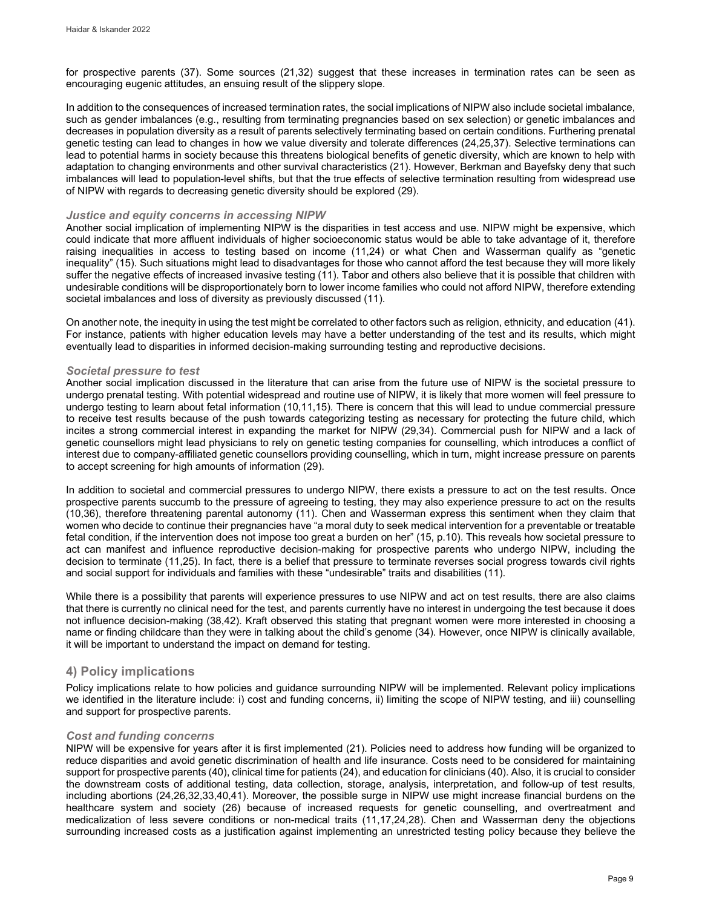for prospective parents (37). Some sources (21,32) suggest that these increases in termination rates can be seen as encouraging eugenic attitudes, an ensuing result of the slippery slope.

In addition to the consequences of increased termination rates, the social implications of NIPW also include societal imbalance, such as gender imbalances (e.g., resulting from terminating pregnancies based on sex selection) or genetic imbalances and decreases in population diversity as a result of parents selectively terminating based on certain conditions. Furthering prenatal genetic testing can lead to changes in how we value diversity and tolerate differences (24,25,37). Selective terminations can lead to potential harms in society because this threatens biological benefits of genetic diversity, which are known to help with adaptation to changing environments and other survival characteristics (21). However, Berkman and Bayefsky deny that such imbalances will lead to population-level shifts, but that the true effects of selective termination resulting from widespread use of NIPW with regards to decreasing genetic diversity should be explored (29).

### *Justice and equity concerns in accessing NIPW*

Another social implication of implementing NIPW is the disparities in test access and use. NIPW might be expensive, which could indicate that more affluent individuals of higher socioeconomic status would be able to take advantage of it, therefore raising inequalities in access to testing based on income (11,24) or what Chen and Wasserman qualify as "genetic inequality" (15). Such situations might lead to disadvantages for those who cannot afford the test because they will more likely suffer the negative effects of increased invasive testing (11). Tabor and others also believe that it is possible that children with undesirable conditions will be disproportionately born to lower income families who could not afford NIPW, therefore extending societal imbalances and loss of diversity as previously discussed (11).

On another note, the inequity in using the test might be correlated to other factors such as religion, ethnicity, and education (41). For instance, patients with higher education levels may have a better understanding of the test and its results, which might eventually lead to disparities in informed decision-making surrounding testing and reproductive decisions.

### *Societal pressure to test*

Another social implication discussed in the literature that can arise from the future use of NIPW is the societal pressure to undergo prenatal testing. With potential widespread and routine use of NIPW, it is likely that more women will feel pressure to undergo testing to learn about fetal information (10,11,15). There is concern that this will lead to undue commercial pressure to receive test results because of the push towards categorizing testing as necessary for protecting the future child, which incites a strong commercial interest in expanding the market for NIPW (29,34). Commercial push for NIPW and a lack of genetic counsellors might lead physicians to rely on genetic testing companies for counselling, which introduces a conflict of interest due to company-affiliated genetic counsellors providing counselling, which in turn, might increase pressure on parents to accept screening for high amounts of information (29).

In addition to societal and commercial pressures to undergo NIPW, there exists a pressure to act on the test results. Once prospective parents succumb to the pressure of agreeing to testing, they may also experience pressure to act on the results (10,36), therefore threatening parental autonomy (11). Chen and Wasserman express this sentiment when they claim that women who decide to continue their pregnancies have "a moral duty to seek medical intervention for a preventable or treatable fetal condition, if the intervention does not impose too great a burden on her" (15, p.10). This reveals how societal pressure to act can manifest and influence reproductive decision-making for prospective parents who undergo NIPW, including the decision to terminate (11,25). In fact, there is a belief that pressure to terminate reverses social progress towards civil rights and social support for individuals and families with these "undesirable" traits and disabilities (11).

While there is a possibility that parents will experience pressures to use NIPW and act on test results, there are also claims that there is currently no clinical need for the test, and parents currently have no interest in undergoing the test because it does not influence decision-making (38,42). Kraft observed this stating that pregnant women were more interested in choosing a name or finding childcare than they were in talking about the child's genome (34). However, once NIPW is clinically available, it will be important to understand the impact on demand for testing.

## 4) Policy implications

Policy implications relate to how policies and guidance surrounding NIPW will be implemented. Relevant policy implications we identified in the literature include: i) cost and funding concerns, ii) limiting the scope of NIPW testing, and iii) counselling and support for prospective parents.

### *Cost and funding concerns*

NIPW will be expensive for years after it is first implemented (21). Policies need to address how funding will be organized to reduce disparities and avoid genetic discrimination of health and life insurance. Costs need to be considered for maintaining support for prospective parents (40), clinical time for patients (24), and education for clinicians (40). Also, it is crucial to consider the downstream costs of additional testing, data collection, storage, analysis, interpretation, and follow-up of test results, including abortions (24,26,32,33,40,41). Moreover, the possible surge in NIPW use might increase financial burdens on the healthcare system and society (26) because of increased requests for genetic counselling, and overtreatment and medicalization of less severe conditions or non-medical traits (11,17,24,28). Chen and Wasserman deny the objections surrounding increased costs as a justification against implementing an unrestricted testing policy because they believe the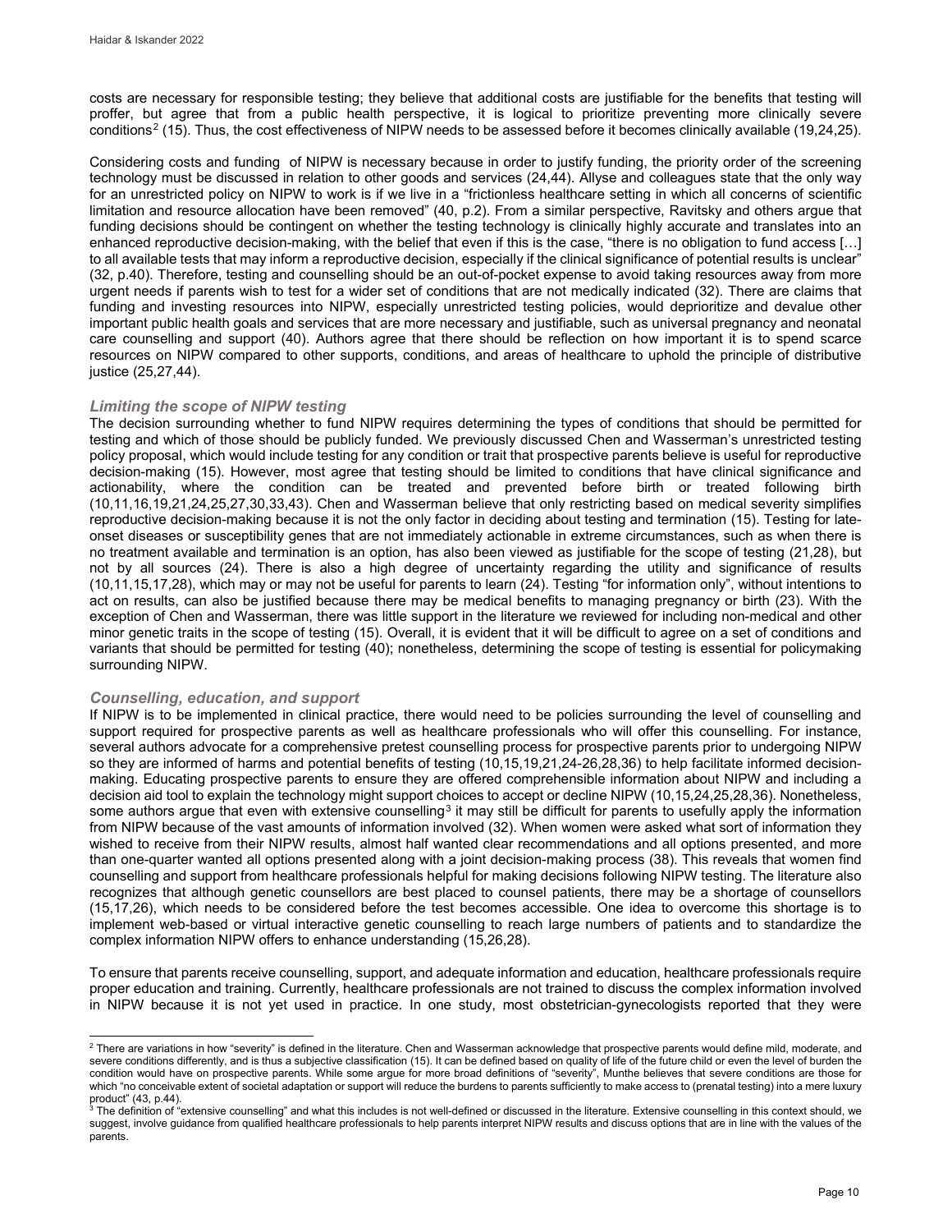costs are necessary for responsible testing; they believe that additional costs are justifiable for the benefits that testing will proffer, but agree that from a public health perspective, it is logical to prioritize preventing more clinically severe conditions[2] (15). Thus, the cost effectiveness of NIPW needs to be assessed before it becomes clinically available (19,24,25).

Considering costs and funding of NIPW is necessary because in order to justify funding, the priority order of the screening technology must be discussed in relation to other goods and services (24,44). Allyse and colleagues state that the only way for an unrestricted policy on NIPW to work is if we live in a "frictionless healthcare setting in which all concerns of scientific limitation and resource allocation have been removed" (40, p.2). From a similar perspective, Ravitsky and others argue that funding decisions should be contingent on whether the testing technology is clinically highly accurate and translates into an enhanced reproductive decision-making, with the belief that even if this is the case, "there is no obligation to fund access […] to all available tests that may inform a reproductive decision, especially if the clinical significance of potential results is unclear" (32, p.40). Therefore, testing and counselling should be an out-of-pocket expense to avoid taking resources away from more urgent needs if parents wish to test for a wider set of conditions that are not medically indicated (32). There are claims that funding and investing resources into NIPW, especially unrestricted testing policies, would deprioritize and devalue other important public health goals and services that are more necessary and justifiable, such as universal pregnancy and neonatal care counselling and support (40). Authors agree that there should be reflection on how important it is to spend scarce resources on NIPW compared to other supports, conditions, and areas of healthcare to uphold the principle of distributive justice (25,27,44).

### *Limiting the scope of NIPW testing*

The decision surrounding whether to fund NIPW requires determining the types of conditions that should be permitted for testing and which of those should be publicly funded. We previously discussed Chen and Wasserman's unrestricted testing policy proposal, which would include testing for any condition or trait that prospective parents believe is useful for reproductive decision-making (15). However, most agree that testing should be limited to conditions that have clinical significance and actionability, where the condition can be treated and prevented before birth or treated following birth (10,11,16,19,21,24,25,27,30,33,43). Chen and Wasserman believe that only restricting based on medical severity simplifies reproductive decision-making because it is not the only factor in deciding about testing and termination (15). Testing for late-onset diseases or susceptibility genes that are not immediately actionable in extreme circumstances, such as when there is no treatment available and termination is an option, has also been viewed as justifiable for the scope of testing (21,28), but not by all sources (24). There is also a high degree of uncertainty regarding the utility and significance of results (10,11,15,17,28), which may or may not be useful for parents to learn (24). Testing "for information only", without intentions to act on results, can also be justified because there may be medical benefits to managing pregnancy or birth (23). With the exception of Chen and Wasserman, there was little support in the literature we reviewed for including non-medical and other minor genetic traits in the scope of testing (15). Overall, it is evident that it will be difficult to agree on a set of conditions and variants that should be permitted for testing (40); nonetheless, determining the scope of testing is essential for policymaking surrounding NIPW.

### *Counselling, education, and support*

If NIPW is to be implemented in clinical practice, there would need to be policies surrounding the level of counselling and support required for prospective parents as well as healthcare professionals who will offer this counselling. For instance, several authors advocate for a comprehensive pretest counselling process for prospective parents prior to undergoing NIPW so they are informed of harms and potential benefits of testing (10,15,19,21,24-26,28,36) to help facilitate informed decision-making. Educating prospective parents to ensure they are offered comprehensible information about NIPW and including a decision aid tool to explain the technology might support choices to accept or decline NIPW (10,15,24,25,28,36). Nonetheless, some authors argue that even with extensive counselling[3] it may still be difficult for parents to usefully apply the information from NIPW because of the vast amounts of information involved (32). When women were asked what sort of information they wished to receive from their NIPW results, almost half wanted clear recommendations and all options presented, and more than one-quarter wanted all options presented along with a joint decision-making process (38). This reveals that women find counselling and support from healthcare professionals helpful for making decisions following NIPW testing. The literature also recognizes that although genetic counsellors are best placed to counsel patients, there may be a shortage of counsellors (15,17,26), which needs to be considered before the test becomes accessible. One idea to overcome this shortage is to implement web-based or virtual interactive genetic counselling to reach large numbers of patients and to standardize the complex information NIPW offers to enhance understanding (15,26,28).

To ensure that parents receive counselling, support, and adequate information and education, healthcare professionals require proper education and training. Currently, healthcare professionals are not trained to discuss the complex information involved in NIPW because it is not yet used in practice. In one study, most obstetrician-gynecologists reported that they were

---

[2] There are variations in how "severity" is defined in the literature. Chen and Wasserman acknowledge that prospective parents would define mild, moderate, and severe conditions differently, and is thus a subjective classification (15). It can be defined based on quality of life of the future child or even the level of burden the condition would have on prospective parents. While some argue for more broad definitions of "severity", Munthe believes that severe conditions are those for which "no conceivable extent of societal adaptation or support will reduce the burdens to parents sufficiently to make access to (prenatal testing) into a mere luxury product" (43, p.44).

[3] The definition of "extensive counselling" and what this includes is not well-defined or discussed in the literature. Extensive counselling in this context should, we suggest, involve guidance from qualified healthcare professionals to help parents interpret NIPW results and discuss options that are in line with the values of the parents.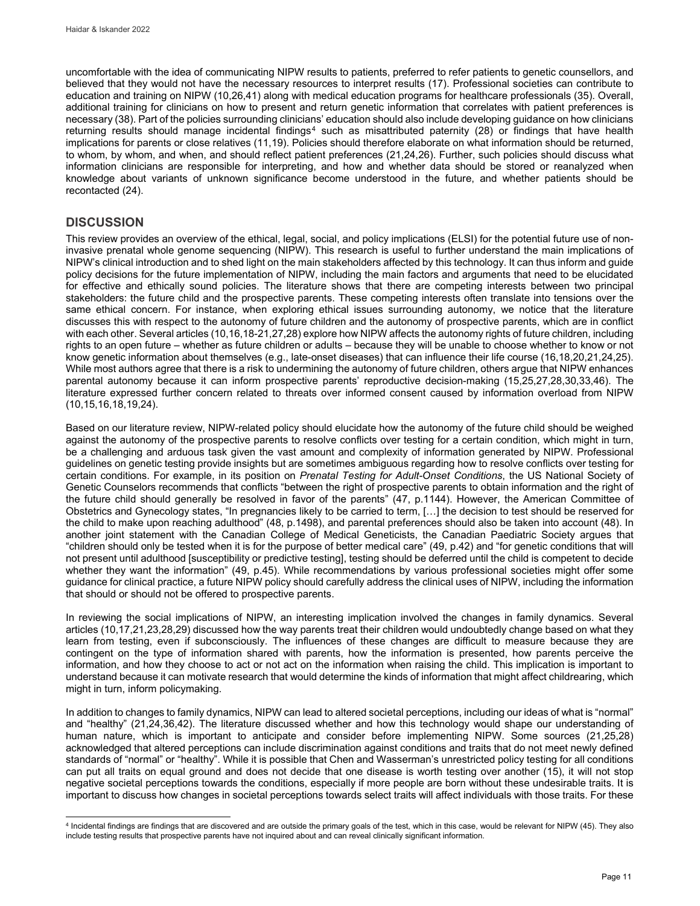uncomfortable with the idea of communicating NIPW results to patients, preferred to refer patients to genetic counsellors, and believed that they would not have the necessary resources to interpret results (17). Professional societies can contribute to education and training on NIPW (10,26,41) along with medical education programs for healthcare professionals (35). Overall, additional training for clinicians on how to present and return genetic information that correlates with patient preferences is necessary (38). Part of the policies surrounding clinicians' education should also include developing guidance on how clinicians returning results should manage incidental findings[4] such as misattributed paternity (28) or findings that have health implications for parents or close relatives (11,19). Policies should therefore elaborate on what information should be returned, to whom, by whom, and when, and should reflect patient preferences (21,24,26). Further, such policies should discuss what information clinicians are responsible for interpreting, and how and whether data should be stored or reanalyzed when knowledge about variants of unknown significance become understood in the future, and whether patients should be recontacted (24).

## DISCUSSION

This review provides an overview of the ethical, legal, social, and policy implications (ELSI) for the potential future use of non-invasive prenatal whole genome sequencing (NIPW). This research is useful to further understand the main implications of NIPW's clinical introduction and to shed light on the main stakeholders affected by this technology. It can thus inform and guide policy decisions for the future implementation of NIPW, including the main factors and arguments that need to be elucidated for effective and ethically sound policies. The literature shows that there are competing interests between two principal stakeholders: the future child and the prospective parents. These competing interests often translate into tensions over the same ethical concern. For instance, when exploring ethical issues surrounding autonomy, we notice that the literature discusses this with respect to the autonomy of future children and the autonomy of prospective parents, which are in conflict with each other. Several articles (10,16,18-21,27,28) explore how NIPW affects the autonomy rights of future children, including rights to an open future – whether as future children or adults – because they will be unable to choose whether to know or not know genetic information about themselves (e.g., late-onset diseases) that can influence their life course (16,18,20,21,24,25). While most authors agree that there is a risk to undermining the autonomy of future children, others argue that NIPW enhances parental autonomy because it can inform prospective parents' reproductive decision-making (15,25,27,28,30,33,46). The literature expressed further concern related to threats over informed consent caused by information overload from NIPW (10,15,16,18,19,24).

Based on our literature review, NIPW-related policy should elucidate how the autonomy of the future child should be weighed against the autonomy of the prospective parents to resolve conflicts over testing for a certain condition, which might in turn, be a challenging and arduous task given the vast amount and complexity of information generated by NIPW. Professional guidelines on genetic testing provide insights but are sometimes ambiguous regarding how to resolve conflicts over testing for certain conditions. For example, in its position on *Prenatal Testing for Adult-Onset Conditions*, the US National Society of Genetic Counselors recommends that conflicts "between the right of prospective parents to obtain information and the right of the future child should generally be resolved in favor of the parents" (47, p.1144). However, the American Committee of Obstetrics and Gynecology states, "In pregnancies likely to be carried to term, […] the decision to test should be reserved for the child to make upon reaching adulthood" (48, p.1498), and parental preferences should also be taken into account (48). In another joint statement with the Canadian College of Medical Geneticists, the Canadian Paediatric Society argues that "children should only be tested when it is for the purpose of better medical care" (49, p.42) and "for genetic conditions that will not present until adulthood [susceptibility or predictive testing], testing should be deferred until the child is competent to decide whether they want the information" (49, p.45). While recommendations by various professional societies might offer some guidance for clinical practice, a future NIPW policy should carefully address the clinical uses of NIPW, including the information that should or should not be offered to prospective parents.

In reviewing the social implications of NIPW, an interesting implication involved the changes in family dynamics. Several articles (10,17,21,23,28,29) discussed how the way parents treat their children would undoubtedly change based on what they learn from testing, even if subconsciously. The influences of these changes are difficult to measure because they are contingent on the type of information shared with parents, how the information is presented, how parents perceive the information, and how they choose to act or not act on the information when raising the child. This implication is important to understand because it can motivate research that would determine the kinds of information that might affect childrearing, which might in turn, inform policymaking.

In addition to changes to family dynamics, NIPW can lead to altered societal perceptions, including our ideas of what is "normal" and "healthy" (21,24,36,42). The literature discussed whether and how this technology would shape our understanding of human nature, which is important to anticipate and consider before implementing NIPW. Some sources (21,25,28) acknowledged that altered perceptions can include discrimination against conditions and traits that do not meet newly defined standards of "normal" or "healthy". While it is possible that Chen and Wasserman's unrestricted policy testing for all conditions can put all traits on equal ground and does not decide that one disease is worth testing over another (15), it will not stop negative societal perceptions towards the conditions, especially if more people are born without these undesirable traits. It is important to discuss how changes in societal perceptions towards select traits will affect individuals with those traits. For these

[4] Incidental findings are findings that are discovered and are outside the primary goals of the test, which in this case, would be relevant for NIPW (45). They also include testing results that prospective parents have not inquired about and can reveal clinically significant information.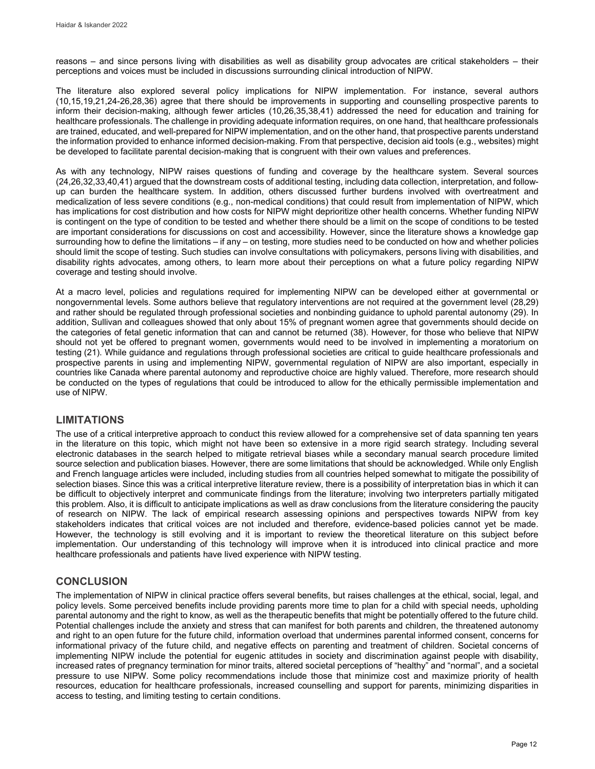reasons – and since persons living with disabilities as well as disability group advocates are critical stakeholders – their perceptions and voices must be included in discussions surrounding clinical introduction of NIPW.

The literature also explored several policy implications for NIPW implementation. For instance, several authors (10,15,19,21,24-26,28,36) agree that there should be improvements in supporting and counselling prospective parents to inform their decision-making, although fewer articles (10,26,35,38,41) addressed the need for education and training for healthcare professionals. The challenge in providing adequate information requires, on one hand, that healthcare professionals are trained, educated, and well-prepared for NIPW implementation, and on the other hand, that prospective parents understand the information provided to enhance informed decision-making. From that perspective, decision aid tools (e.g., websites) might be developed to facilitate parental decision-making that is congruent with their own values and preferences.

As with any technology, NIPW raises questions of funding and coverage by the healthcare system. Several sources (24,26,32,33,40,41) argued that the downstream costs of additional testing, including data collection, interpretation, and follow-up can burden the healthcare system. In addition, others discussed further burdens involved with overtreatment and medicalization of less severe conditions (e.g., non-medical conditions) that could result from implementation of NIPW, which has implications for cost distribution and how costs for NIPW might deprioritize other health concerns. Whether funding NIPW is contingent on the type of condition to be tested and whether there should be a limit on the scope of conditions to be tested are important considerations for discussions on cost and accessibility. However, since the literature shows a knowledge gap surrounding how to define the limitations – if any – on testing, more studies need to be conducted on how and whether policies should limit the scope of testing. Such studies can involve consultations with policymakers, persons living with disabilities, and disability rights advocates, among others, to learn more about their perceptions on what a future policy regarding NIPW coverage and testing should involve.

At a macro level, policies and regulations required for implementing NIPW can be developed either at governmental or nongovernmental levels. Some authors believe that regulatory interventions are not required at the government level (28,29) and rather should be regulated through professional societies and nonbinding guidance to uphold parental autonomy (29). In addition, Sullivan and colleagues showed that only about 15% of pregnant women agree that governments should decide on the categories of fetal genetic information that can and cannot be returned (38). However, for those who believe that NIPW should not yet be offered to pregnant women, governments would need to be involved in implementing a moratorium on testing (21). While guidance and regulations through professional societies are critical to guide healthcare professionals and prospective parents in using and implementing NIPW, governmental regulation of NIPW are also important, especially in countries like Canada where parental autonomy and reproductive choice are highly valued. Therefore, more research should be conducted on the types of regulations that could be introduced to allow for the ethically permissible implementation and use of NIPW.

## LIMITATIONS

The use of a critical interpretive approach to conduct this review allowed for a comprehensive set of data spanning ten years in the literature on this topic, which might not have been so extensive in a more rigid search strategy. Including several electronic databases in the search helped to mitigate retrieval biases while a secondary manual search procedure limited source selection and publication biases. However, there are some limitations that should be acknowledged. While only English and French language articles were included, including studies from all countries helped somewhat to mitigate the possibility of selection biases. Since this was a critical interpretive literature review, there is a possibility of interpretation bias in which it can be difficult to objectively interpret and communicate findings from the literature; involving two interpreters partially mitigated this problem. Also, it is difficult to anticipate implications as well as draw conclusions from the literature considering the paucity of research on NIPW. The lack of empirical research assessing opinions and perspectives towards NIPW from key stakeholders indicates that critical voices are not included and therefore, evidence-based policies cannot yet be made. However, the technology is still evolving and it is important to review the theoretical literature on this subject before implementation. Our understanding of this technology will improve when it is introduced into clinical practice and more healthcare professionals and patients have lived experience with NIPW testing.

## CONCLUSION

The implementation of NIPW in clinical practice offers several benefits, but raises challenges at the ethical, social, legal, and policy levels. Some perceived benefits include providing parents more time to plan for a child with special needs, upholding parental autonomy and the right to know, as well as the therapeutic benefits that might be potentially offered to the future child. Potential challenges include the anxiety and stress that can manifest for both parents and children, the threatened autonomy and right to an open future for the future child, information overload that undermines parental informed consent, concerns for informational privacy of the future child, and negative effects on parenting and treatment of children. Societal concerns of implementing NIPW include the potential for eugenic attitudes in society and discrimination against people with disability, increased rates of pregnancy termination for minor traits, altered societal perceptions of "healthy" and "normal", and a societal pressure to use NIPW. Some policy recommendations include those that minimize cost and maximize priority of health resources, education for healthcare professionals, increased counselling and support for parents, minimizing disparities in access to testing, and limiting testing to certain conditions.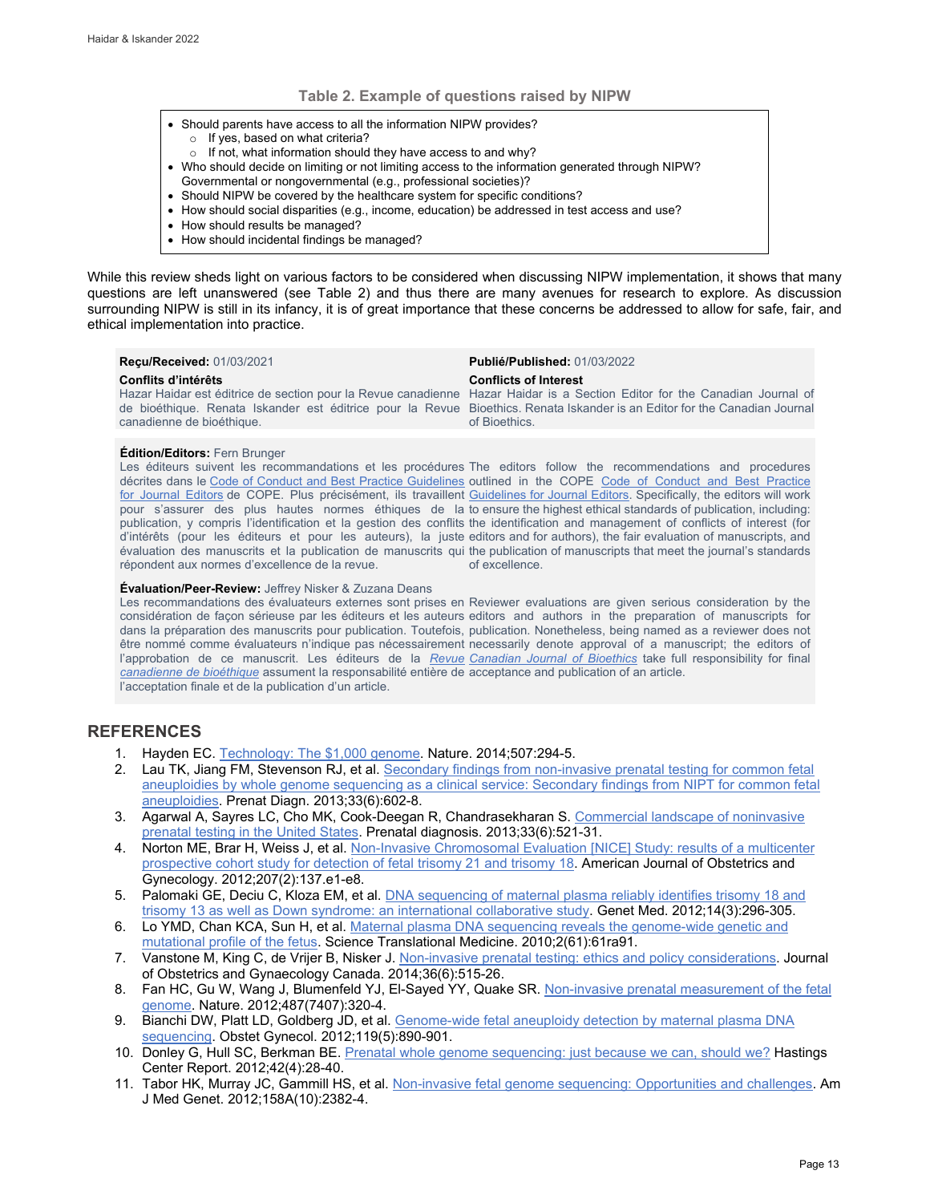### Table 2. Example of questions raised by NIPW

- Should parents have access to all the information NIPW provides?
  - If yes, based on what criteria?
  - If not, what information should they have access to and why?
- Who should decide on limiting or not limiting access to the information generated through NIPW? Governmental or nongovernmental (e.g., professional societies)?
- Should NIPW be covered by the healthcare system for specific conditions?
- How should social disparities (e.g., income, education) be addressed in test access and use?
- How should results be managed?
- How should incidental findings be managed?

While this review sheds light on various factors to be considered when discussing NIPW implementation, it shows that many questions are left unanswered (see Table 2) and thus there are many avenues for research to explore. As discussion surrounding NIPW is still in its infancy, it is of great importance that these concerns be addressed to allow for safe, fair, and ethical implementation into practice.

**Reçu/Received:** 01/03/2021

**Publié/Published:** 01/03/2022

**Conflits d'intérêts**
Hazar Haidar est éditrice de section pour la Revue canadienne de bioéthique. Renata Iskander est éditrice pour la Revue canadienne de bioéthique.

**Conflicts of Interest**
Hazar Haidar is a Section Editor for the Canadian Journal of Bioethics. Renata Iskander is an Editor for the Canadian Journal of Bioethics.

**Édition/Editors:** Fern Brunger

Les éditeurs suivent les recommandations et les procédures décrites dans le Code of Conduct and Best Practice Guidelines for Journal Editors de COPE. Plus précisément, ils travaillent pour s'assurer des plus hautes normes éthiques de la publication, y compris l'identification et la gestion des conflits d'intérêts (pour les éditeurs et pour les auteurs), la juste évaluation des manuscrits et la publication de manuscrits qui répondent aux normes d'excellence de la revue.

The editors follow the recommendations and procedures outlined in the COPE Code of Conduct and Best Practice Guidelines for Journal Editors. Specifically, the editors will work to ensure the highest ethical standards of publication, including: the identification and management of conflicts of interest (for editors and for authors), the fair evaluation of manuscripts, and the publication of manuscripts that meet the journal's standards of excellence.

**Évaluation/Peer-Review:** Jeffrey Nisker & Zuzana Deans

Les recommandations des évaluateurs externes sont prises en considération de façon sérieuse par les éditeurs et les auteurs dans la préparation des manuscrits pour publication. Toutefois, être nommé comme évaluateurs n'indique pas nécessairement l'approbation de ce manuscrit. Les éditeurs de la *Revue canadienne de bioéthique* assument la responsabilité entière de l'acceptation finale et de la publication d'un article.

Reviewer evaluations are given serious consideration by the editors and authors in the preparation of manuscripts for publication. Nonetheless, being named as a reviewer does not necessarily denote approval of a manuscript; the editors of *Canadian Journal of Bioethics* take full responsibility for final acceptance and publication of an article.

## REFERENCES

1. Hayden EC. Technology: The $1,000 genome. Nature. 2014;507:294-5.
2. Lau TK, Jiang FM, Stevenson RJ, et al. Secondary findings from non-invasive prenatal testing for common fetal aneuploidies by whole genome sequencing as a clinical service: Secondary findings from NIPT for common fetal aneuploidies. Prenat Diagn. 2013;33(6):602-8.
3. Agarwal A, Sayres LC, Cho MK, Cook-Deegan R, Chandrasekharan S. Commercial landscape of noninvasive prenatal testing in the United States. Prenatal diagnosis. 2013;33(6):521-31.
4. Norton ME, Brar H, Weiss J, et al. Non-Invasive Chromosomal Evaluation [NICE] Study: results of a multicenter prospective cohort study for detection of fetal trisomy 21 and trisomy 18. American Journal of Obstetrics and Gynecology. 2012;207(2):137.e1-e8.
5. Palomaki GE, Deciu C, Kloza EM, et al. DNA sequencing of maternal plasma reliably identifies trisomy 18 and trisomy 13 as well as Down syndrome: an international collaborative study. Genet Med. 2012;14(3):296-305.
6. Lo YMD, Chan KCA, Sun H, et al. Maternal plasma DNA sequencing reveals the genome-wide genetic and mutational profile of the fetus. Science Translational Medicine. 2010;2(61):61ra91.
7. Vanstone M, King C, de Vrijer B, Nisker J. Non-invasive prenatal testing: ethics and policy considerations. Journal of Obstetrics and Gynaecology Canada. 2014;36(6):515-26.
8. Fan HC, Gu W, Wang J, Blumenfeld YJ, El-Sayed YY, Quake SR. Non-invasive prenatal measurement of the fetal genome. Nature. 2012;487(7407):320-4.
9. Bianchi DW, Platt LD, Goldberg JD, et al. Genome-wide fetal aneuploidy detection by maternal plasma DNA sequencing. Obstet Gynecol. 2012;119(5):890-901.
10. Donley G, Hull SC, Berkman BE. Prenatal whole genome sequencing: just because we can, should we? Hastings Center Report. 2012;42(4):28-40.
11. Tabor HK, Murray JC, Gammill HS, et al. Non-invasive fetal genome sequencing: Opportunities and challenges. Am J Med Genet. 2012;158A(10):2382-4.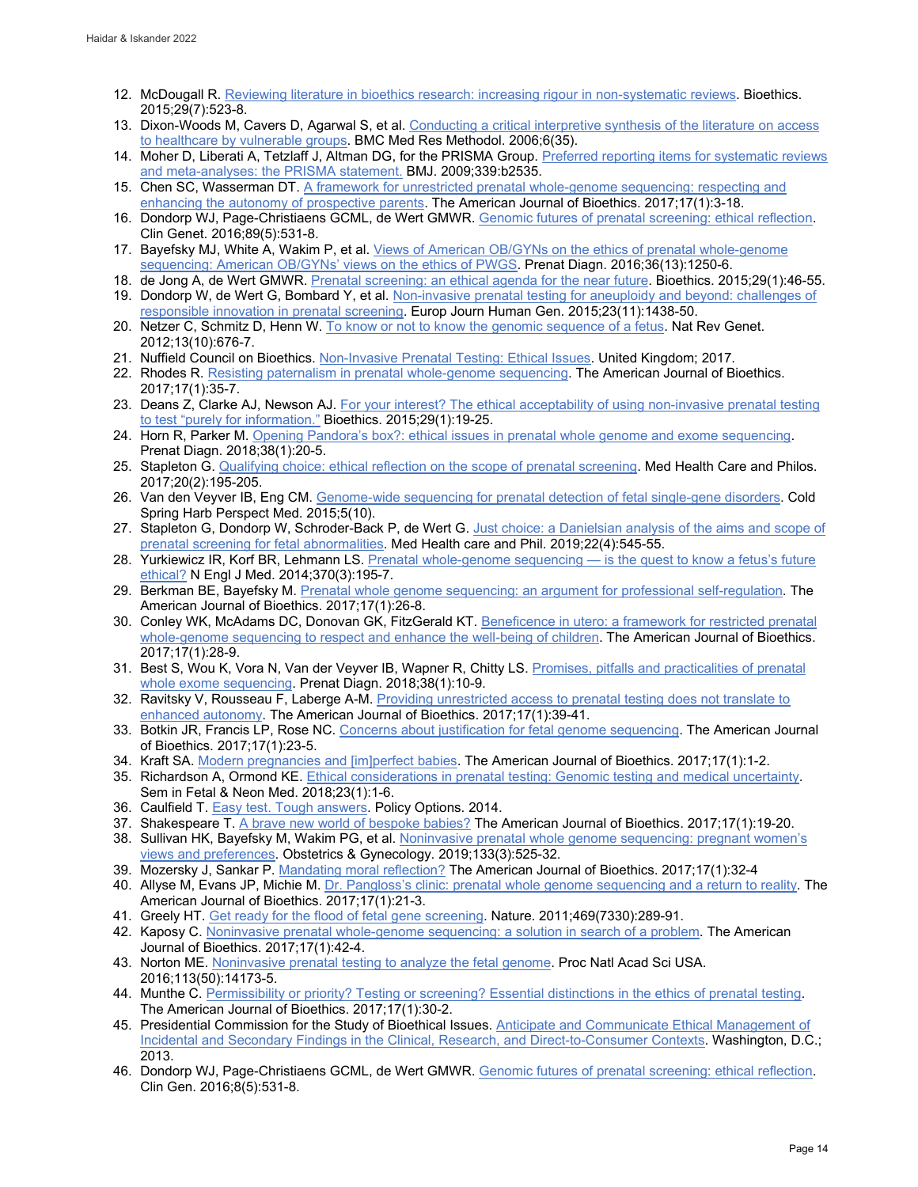12. McDougall R. Reviewing literature in bioethics research: increasing rigour in non-systematic reviews. Bioethics. 2015;29(7):523-8.
13. Dixon-Woods M, Cavers D, Agarwal S, et al. Conducting a critical interpretive synthesis of the literature on access to healthcare by vulnerable groups. BMC Med Res Methodol. 2006;6(35).
14. Moher D, Liberati A, Tetzlaff J, Altman DG, for the PRISMA Group. Preferred reporting items for systematic reviews and meta-analyses: the PRISMA statement. BMJ. 2009;339:b2535.
15. Chen SC, Wasserman DT. A framework for unrestricted prenatal whole-genome sequencing: respecting and enhancing the autonomy of prospective parents. The American Journal of Bioethics. 2017;17(1):3-18.
16. Dondorp WJ, Page-Christiaens GCML, de Wert GMWR. Genomic futures of prenatal screening: ethical reflection. Clin Genet. 2016;89(5):531-8.
17. Bayefsky MJ, White A, Wakim P, et al. Views of American OB/GYNs on the ethics of prenatal whole-genome sequencing: American OB/GYNs' views on the ethics of PWGS. Prenat Diagn. 2016;36(13):1250-6.
18. de Jong A, de Wert GMWR. Prenatal screening: an ethical agenda for the near future. Bioethics. 2015;29(1):46-55.
19. Dondorp W, de Wert G, Bombard Y, et al. Non-invasive prenatal testing for aneuploidy and beyond: challenges of responsible innovation in prenatal screening. Europ Journ Human Gen. 2015;23(11):1438-50.
20. Netzer C, Schmitz D, Henn W. To know or not to know the genomic sequence of a fetus. Nat Rev Genet. 2012;13(10):676-7.
21. Nuffield Council on Bioethics. Non-Invasive Prenatal Testing: Ethical Issues. United Kingdom; 2017.
22. Rhodes R. Resisting paternalism in prenatal whole-genome sequencing. The American Journal of Bioethics. 2017;17(1):35-7.
23. Deans Z, Clarke AJ, Newson AJ. For your interest? The ethical acceptability of using non-invasive prenatal testing to test "purely for information." Bioethics. 2015;29(1):19-25.
24. Horn R, Parker M. Opening Pandora's box?: ethical issues in prenatal whole genome and exome sequencing. Prenat Diagn. 2018;38(1):20-5.
25. Stapleton G. Qualifying choice: ethical reflection on the scope of prenatal screening. Med Health Care and Philos. 2017;20(2):195-205.
26. Van den Veyver IB, Eng CM. Genome-wide sequencing for prenatal detection of fetal single-gene disorders. Cold Spring Harb Perspect Med. 2015;5(10).
27. Stapleton G, Dondorp W, Schroder-Back P, de Wert G. Just choice: a Danielsian analysis of the aims and scope of prenatal screening for fetal abnormalities. Med Health care and Phil. 2019;22(4):545-55.
28. Yurkiewicz IR, Korf BR, Lehmann LS. Prenatal whole-genome sequencing — is the quest to know a fetus's future ethical? N Engl J Med. 2014;370(3):195-7.
29. Berkman BE, Bayefsky M. Prenatal whole genome sequencing: an argument for professional self-regulation. The American Journal of Bioethics. 2017;17(1):26-8.
30. Conley WK, McAdams DC, Donovan GK, FitzGerald KT. Beneficence in utero: a framework for restricted prenatal whole-genome sequencing to respect and enhance the well-being of children. The American Journal of Bioethics. 2017;17(1):28-9.
31. Best S, Wou K, Vora N, Van der Veyver IB, Wapner R, Chitty LS. Promises, pitfalls and practicalities of prenatal whole exome sequencing. Prenat Diagn. 2018;38(1):10-9.
32. Ravitsky V, Rousseau F, Laberge A-M. Providing unrestricted access to prenatal testing does not translate to enhanced autonomy. The American Journal of Bioethics. 2017;17(1):39-41.
33. Botkin JR, Francis LP, Rose NC. Concerns about justification for fetal genome sequencing. The American Journal of Bioethics. 2017;17(1):23-5.
34. Kraft SA. Modern pregnancies and [im]perfect babies. The American Journal of Bioethics. 2017;17(1):1-2.
35. Richardson A, Ormond KE. Ethical considerations in prenatal testing: Genomic testing and medical uncertainty. Sem in Fetal & Neon Med. 2018;23(1):1-6.
36. Caulfield T. Easy test. Tough answers. Policy Options. 2014.
37. Shakespeare T. A brave new world of bespoke babies? The American Journal of Bioethics. 2017;17(1):19-20.
38. Sullivan HK, Bayefsky M, Wakim PG, et al. Noninvasive prenatal whole genome sequencing: pregnant women's views and preferences. Obstetrics & Gynecology. 2019;133(3):525-32.
39. Mozersky J, Sankar P. Mandating moral reflection? The American Journal of Bioethics. 2017;17(1):32-4
40. Allyse M, Evans JP, Michie M. Dr. Pangloss's clinic: prenatal whole genome sequencing and a return to reality. The American Journal of Bioethics. 2017;17(1):21-3.
41. Greely HT. Get ready for the flood of fetal gene screening. Nature. 2011;469(7330):289-91.
42. Kaposy C. Noninvasive prenatal whole-genome sequencing: a solution in search of a problem. The American Journal of Bioethics. 2017;17(1):42-4.
43. Norton ME. Noninvasive prenatal testing to analyze the fetal genome. Proc Natl Acad Sci USA. 2016;113(50):14173-5.
44. Munthe C. Permissibility or priority? Testing or screening? Essential distinctions in the ethics of prenatal testing. The American Journal of Bioethics. 2017;17(1):30-2.
45. Presidential Commission for the Study of Bioethical Issues. Anticipate and Communicate Ethical Management of Incidental and Secondary Findings in the Clinical, Research, and Direct-to-Consumer Contexts. Washington, D.C.; 2013.
46. Dondorp WJ, Page-Christiaens GCML, de Wert GMWR. Genomic futures of prenatal screening: ethical reflection. Clin Gen. 2016;8(5):531-8.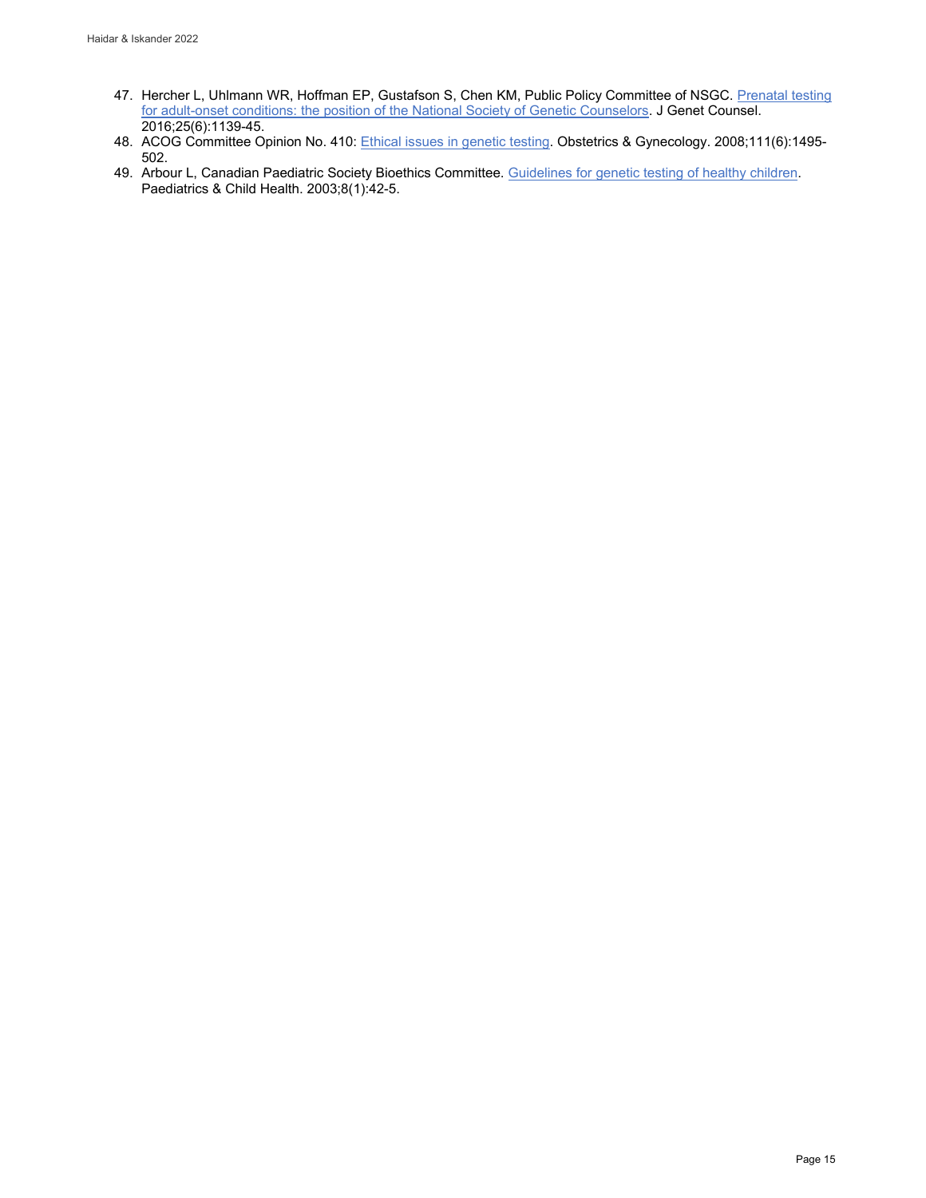47. Hercher L, Uhlmann WR, Hoffman EP, Gustafson S, Chen KM, Public Policy Committee of NSGC. Prenatal testing for adult-onset conditions: the position of the National Society of Genetic Counselors. J Genet Counsel. 2016;25(6):1139-45.
48. ACOG Committee Opinion No. 410: Ethical issues in genetic testing. Obstetrics & Gynecology. 2008;111(6):1495-502.
49. Arbour L, Canadian Paediatric Society Bioethics Committee. Guidelines for genetic testing of healthy children. Paediatrics & Child Health. 2003;8(1):42-5.